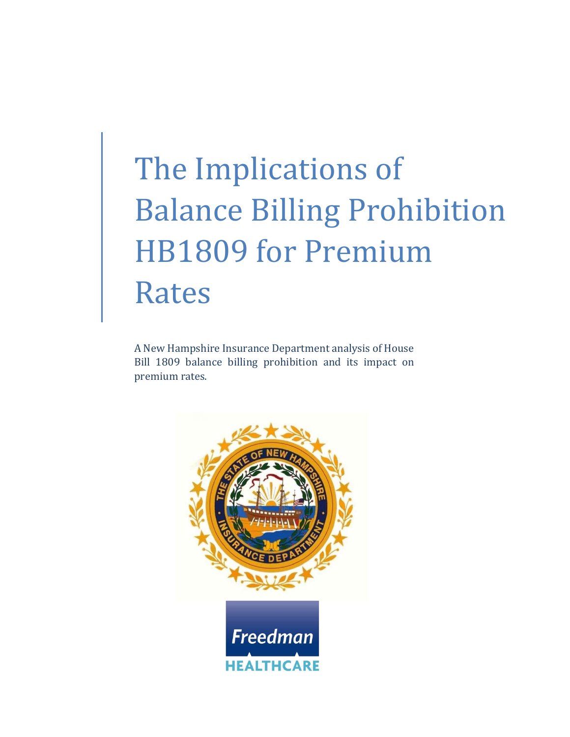# The Implications of Balance Billing Prohibition HB1809 for Premium Rates

A New Hampshire Insurance Department analysis of House Bill 1809 balance billing prohibition and its impact on premium rates.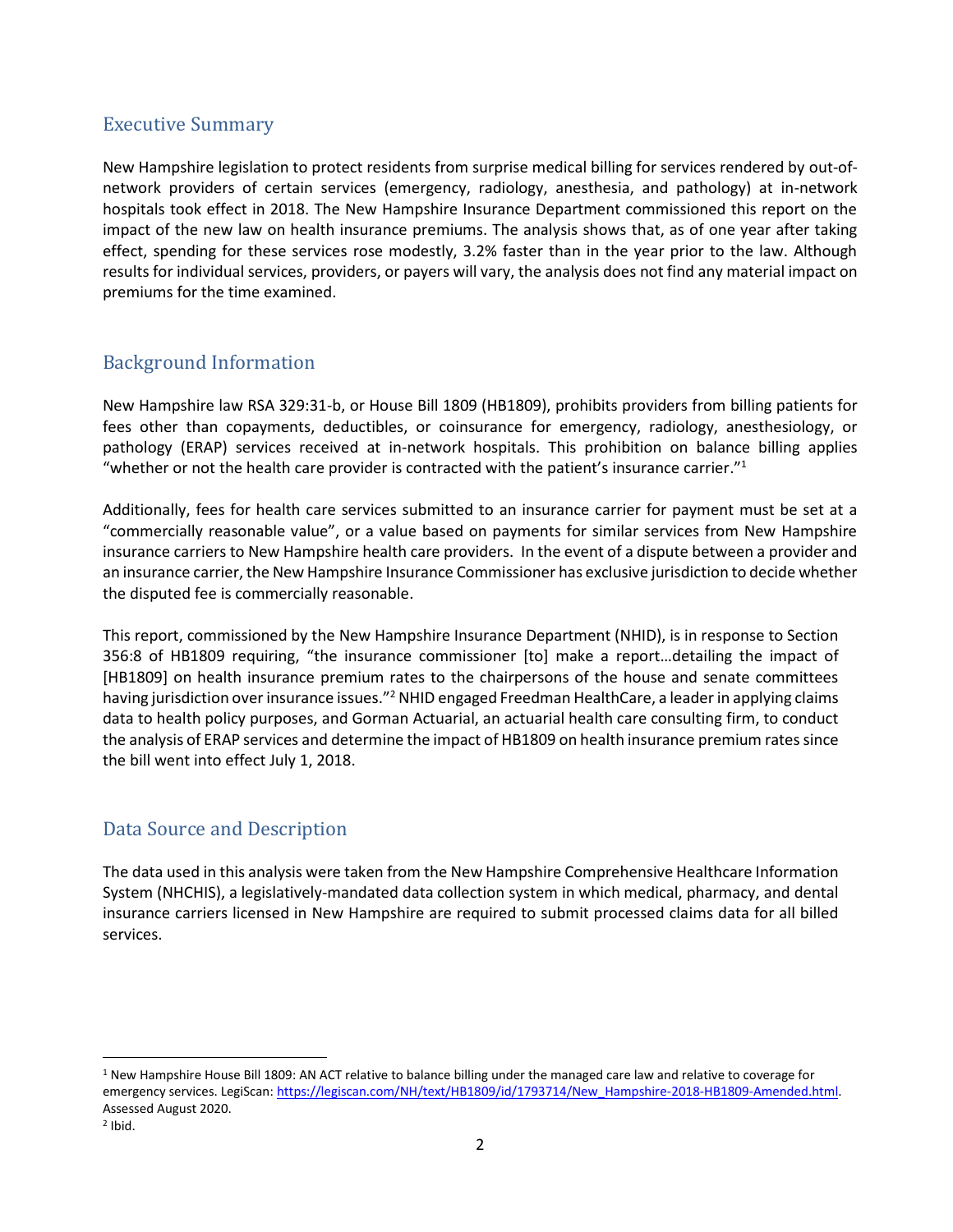## Executive Summary

New Hampshire legislation to protect residents from surprise medical billing for services rendered by out-of-network providers of certain services (emergency, radiology, anesthesia, and pathology) at in-network hospitals took effect in 2018. The New Hampshire Insurance Department commissioned this report on the impact of the new law on health insurance premiums. The analysis shows that, as of one year after taking effect, spending for these services rose modestly, 3.2% faster than in the year prior to the law. Although results for individual services, providers, or payers will vary, the analysis does not find any material impact on premiums for the time examined.

## Background Information

New Hampshire law RSA 329:31-b, or House Bill 1809 (HB1809), prohibits providers from billing patients for fees other than copayments, deductibles, or coinsurance for emergency, radiology, anesthesiology, or pathology (ERAP) services received at in-network hospitals. This prohibition on balance billing applies "whether or not the health care provider is contracted with the patient's insurance carrier."[1]

Additionally, fees for health care services submitted to an insurance carrier for payment must be set at a "commercially reasonable value", or a value based on payments for similar services from New Hampshire insurance carriers to New Hampshire health care providers. In the event of a dispute between a provider and an insurance carrier, the New Hampshire Insurance Commissioner has exclusive jurisdiction to decide whether the disputed fee is commercially reasonable.

This report, commissioned by the New Hampshire Insurance Department (NHID), is in response to Section 356:8 of HB1809 requiring, "the insurance commissioner [to] make a report…detailing the impact of [HB1809] on health insurance premium rates to the chairpersons of the house and senate committees having jurisdiction over insurance issues."[2] NHID engaged Freedman HealthCare, a leader in applying claims data to health policy purposes, and Gorman Actuarial, an actuarial health care consulting firm, to conduct the analysis of ERAP services and determine the impact of HB1809 on health insurance premium rates since the bill went into effect July 1, 2018.

## Data Source and Description

The data used in this analysis were taken from the New Hampshire Comprehensive Healthcare Information System (NHCHIS), a legislatively-mandated data collection system in which medical, pharmacy, and dental insurance carriers licensed in New Hampshire are required to submit processed claims data for all billed services.

---

[1] New Hampshire House Bill 1809: AN ACT relative to balance billing under the managed care law and relative to coverage for emergency services. LegiScan: https://legiscan.com/NH/text/HB1809/id/1793714/New_Hampshire-2018-HB1809-Amended.html. Assessed August 2020.

[2] Ibid.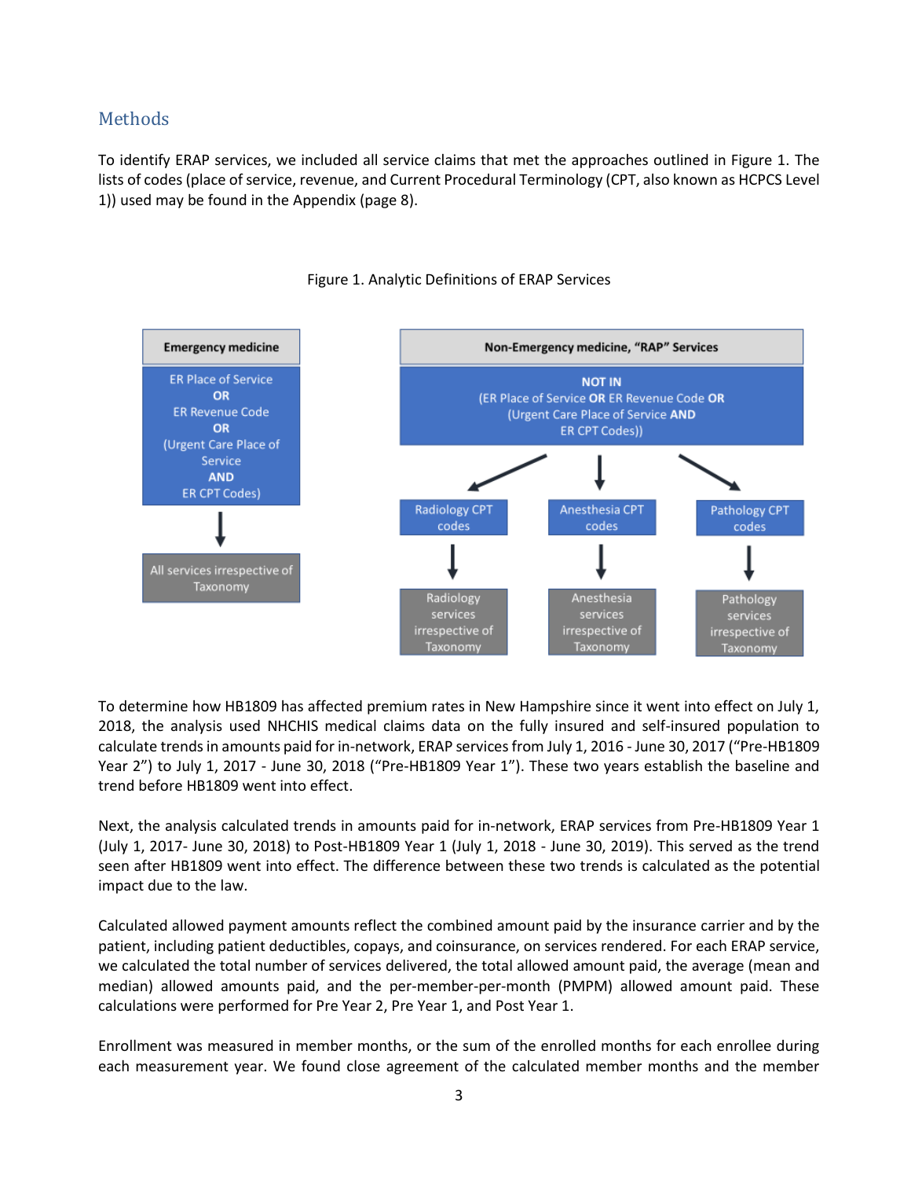## Methods

To identify ERAP services, we included all service claims that met the approaches outlined in Figure 1. The lists of codes (place of service, revenue, and Current Procedural Terminology (CPT, also known as HCPCS Level 1)) used may be found in the Appendix (page 8).

Figure 1. Analytic Definitions of ERAP Services

**Emergency medicine**

ER Place of Service **OR** ER Revenue Code **OR** (Urgent Care Place of Service **AND** ER CPT Codes)

→ All services irrespective of Taxonomy

**Non-Emergency medicine, "RAP" Services**

**NOT IN** (ER Place of Service **OR** ER Revenue Code **OR** (Urgent Care Place of Service **AND** ER CPT Codes))

- Radiology CPT codes → Radiology services irrespective of Taxonomy
- Anesthesia CPT codes → Anesthesia services irrespective of Taxonomy
- Pathology CPT codes → Pathology services irrespective of Taxonomy

To determine how HB1809 has affected premium rates in New Hampshire since it went into effect on July 1, 2018, the analysis used NHCHIS medical claims data on the fully insured and self-insured population to calculate trends in amounts paid for in-network, ERAP services from July 1, 2016 - June 30, 2017 ("Pre-HB1809 Year 2") to July 1, 2017 - June 30, 2018 ("Pre-HB1809 Year 1"). These two years establish the baseline and trend before HB1809 went into effect.

Next, the analysis calculated trends in amounts paid for in-network, ERAP services from Pre-HB1809 Year 1 (July 1, 2017- June 30, 2018) to Post-HB1809 Year 1 (July 1, 2018 - June 30, 2019). This served as the trend seen after HB1809 went into effect. The difference between these two trends is calculated as the potential impact due to the law.

Calculated allowed payment amounts reflect the combined amount paid by the insurance carrier and by the patient, including patient deductibles, copays, and coinsurance, on services rendered. For each ERAP service, we calculated the total number of services delivered, the total allowed amount paid, the average (mean and median) allowed amounts paid, and the per-member-per-month (PMPM) allowed amount paid. These calculations were performed for Pre Year 2, Pre Year 1, and Post Year 1.

Enrollment was measured in member months, or the sum of the enrolled months for each enrollee during each measurement year. We found close agreement of the calculated member months and the member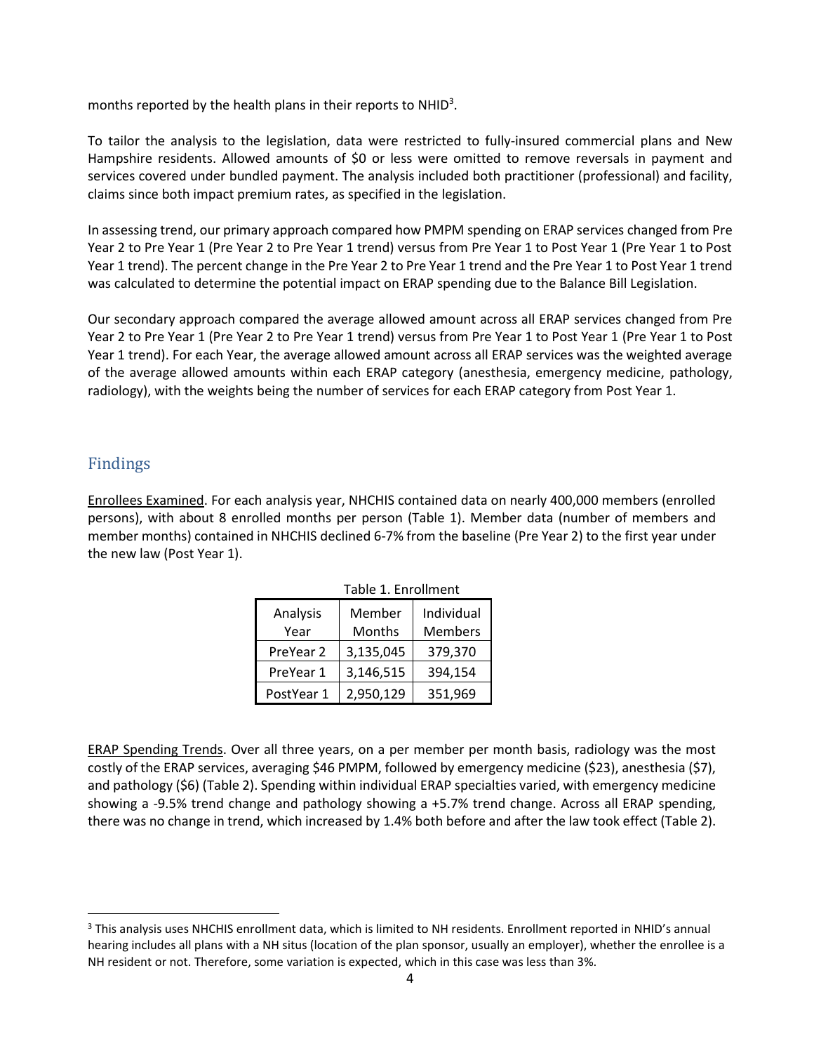months reported by the health plans in their reports to NHID[3].

To tailor the analysis to the legislation, data were restricted to fully-insured commercial plans and New Hampshire residents. Allowed amounts of $0 or less were omitted to remove reversals in payment and services covered under bundled payment. The analysis included both practitioner (professional) and facility, claims since both impact premium rates, as specified in the legislation.

In assessing trend, our primary approach compared how PMPM spending on ERAP services changed from Pre Year 2 to Pre Year 1 (Pre Year 2 to Pre Year 1 trend) versus from Pre Year 1 to Post Year 1 (Pre Year 1 to Post Year 1 trend). The percent change in the Pre Year 2 to Pre Year 1 trend and the Pre Year 1 to Post Year 1 trend was calculated to determine the potential impact on ERAP spending due to the Balance Bill Legislation.

Our secondary approach compared the average allowed amount across all ERAP services changed from Pre Year 2 to Pre Year 1 (Pre Year 2 to Pre Year 1 trend) versus from Pre Year 1 to Post Year 1 (Pre Year 1 to Post Year 1 trend). For each Year, the average allowed amount across all ERAP services was the weighted average of the average allowed amounts within each ERAP category (anesthesia, emergency medicine, pathology, radiology), with the weights being the number of services for each ERAP category from Post Year 1.

## Findings

Enrollees Examined. For each analysis year, NHCHIS contained data on nearly 400,000 members (enrolled persons), with about 8 enrolled months per person (Table 1). Member data (number of members and member months) contained in NHCHIS declined 6-7% from the baseline (Pre Year 2) to the first year under the new law (Post Year 1).

Table 1. Enrollment

| Analysis Year | Member Months | Individual Members |
|---|---|---|
| PreYear 2 | 3,135,045 | 379,370 |
| PreYear 1 | 3,146,515 | 394,154 |
| PostYear 1 | 2,950,129 | 351,969 |

ERAP Spending Trends. Over all three years, on a per member per month basis, radiology was the most costly of the ERAP services, averaging $46 PMPM, followed by emergency medicine ($23), anesthesia ($7), and pathology ($6) (Table 2). Spending within individual ERAP specialties varied, with emergency medicine showing a -9.5% trend change and pathology showing a +5.7% trend change. Across all ERAP spending, there was no change in trend, which increased by 1.4% both before and after the law took effect (Table 2).

[3] This analysis uses NHCHIS enrollment data, which is limited to NH residents. Enrollment reported in NHID's annual hearing includes all plans with a NH situs (location of the plan sponsor, usually an employer), whether the enrollee is a NH resident or not. Therefore, some variation is expected, which in this case was less than 3%.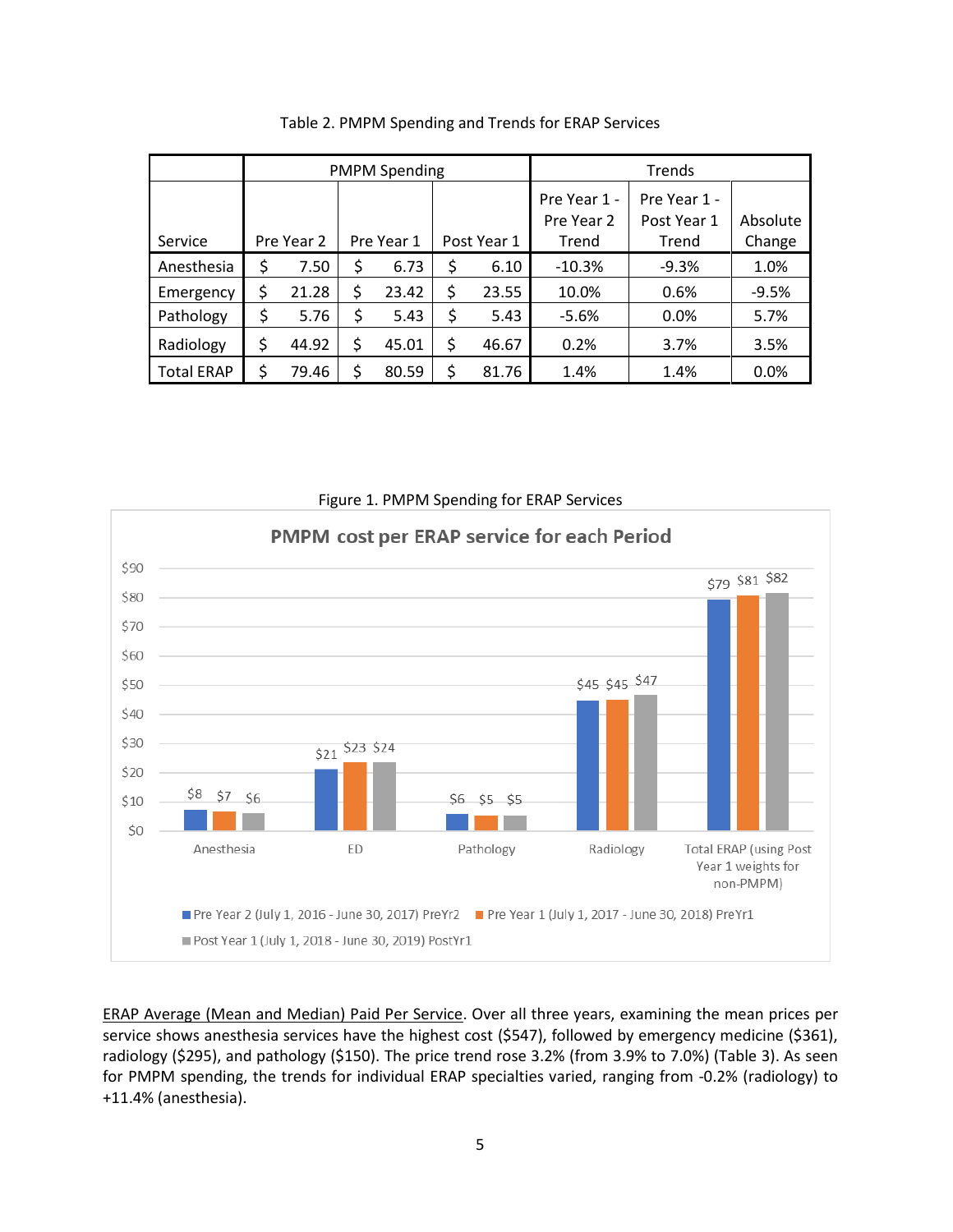Table 2. PMPM Spending and Trends for ERAP Services

| | PMPM Spending | | | Trends | | |
|---|---|---|---|---|---|---|
| Service | Pre Year 2 | Pre Year 1 | Post Year 1 | Pre Year 1 - Pre Year 2 Trend | Pre Year 1 - Post Year 1 Trend | Absolute Change |
| Anesthesia | $ 7.50 | $ 6.73 | $ 6.10 | -10.3% | -9.3% | 1.0% |
| Emergency | $ 21.28 | $ 23.42 | $ 23.55 | 10.0% | 0.6% | -9.5% |
| Pathology | $ 5.76 | $ 5.43 | $ 5.43 | -5.6% | 0.0% | 5.7% |
| Radiology | $ 44.92 | $ 45.01 | $ 46.67 | 0.2% | 3.7% | 3.5% |
| Total ERAP | $ 79.46 | $ 80.59 | $ 81.76 | 1.4% | 1.4% | 0.0% |

Figure 1. PMPM Spending for ERAP Services

PMPM cost per ERAP service for each Period

| | Pre Year 2 (July 1, 2016 - June 30, 2017) PreYr2 | Pre Year 1 (July 1, 2017 - June 30, 2018) PreYr1 | Post Year 1 (July 1, 2018 - June 30, 2019) PostYr1 |
|---|---|---|---|
| Anesthesia | $8 | $7 | $6 |
| ED | $21 | $23 | $24 |
| Pathology | $6 | $5 | $5 |
| Radiology | $45 | $45 | $47 |
| Total ERAP (using Post Year 1 weights for non-PMPM) | $79 | $81 | $82 |

ERAP Average (Mean and Median) Paid Per Service. Over all three years, examining the mean prices per service shows anesthesia services have the highest cost ($547), followed by emergency medicine ($361), radiology ($295), and pathology ($150). The price trend rose 3.2% (from 3.9% to 7.0%) (Table 3). As seen for PMPM spending, the trends for individual ERAP specialties varied, ranging from -0.2% (radiology) to +11.4% (anesthesia).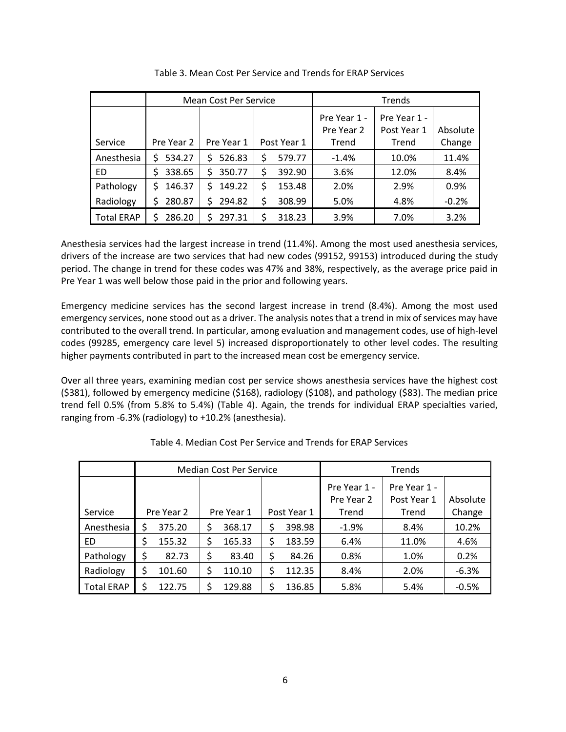Table 3. Mean Cost Per Service and Trends for ERAP Services

| | Mean Cost Per Service | | | Trends | | |
|---|---|---|---|---|---|---|
| Service | Pre Year 2 | Pre Year 1 | Post Year 1 | Pre Year 1 - Pre Year 2 Trend | Pre Year 1 - Post Year 1 Trend | Absolute Change |
| Anesthesia | $ 534.27 | $ 526.83 | $ 579.77 | -1.4% | 10.0% | 11.4% |
| ED | $ 338.65 | $ 350.77 | $ 392.90 | 3.6% | 12.0% | 8.4% |
| Pathology | $ 146.37 | $ 149.22 | $ 153.48 | 2.0% | 2.9% | 0.9% |
| Radiology | $ 280.87 | $ 294.82 | $ 308.99 | 5.0% | 4.8% | -0.2% |
| Total ERAP | $ 286.20 | $ 297.31 | $ 318.23 | 3.9% | 7.0% | 3.2% |

Anesthesia services had the largest increase in trend (11.4%). Among the most used anesthesia services, drivers of the increase are two services that had new codes (99152, 99153) introduced during the study period. The change in trend for these codes was 47% and 38%, respectively, as the average price paid in Pre Year 1 was well below those paid in the prior and following years.

Emergency medicine services has the second largest increase in trend (8.4%). Among the most used emergency services, none stood out as a driver. The analysis notes that a trend in mix of services may have contributed to the overall trend. In particular, among evaluation and management codes, use of high-level codes (99285, emergency care level 5) increased disproportionately to other level codes. The resulting higher payments contributed in part to the increased mean cost be emergency service.

Over all three years, examining median cost per service shows anesthesia services have the highest cost ($381), followed by emergency medicine ($168), radiology ($108), and pathology ($83). The median price trend fell 0.5% (from 5.8% to 5.4%) (Table 4). Again, the trends for individual ERAP specialties varied, ranging from -6.3% (radiology) to +10.2% (anesthesia).

Table 4. Median Cost Per Service and Trends for ERAP Services

| | Median Cost Per Service | | | Trends | | |
|---|---|---|---|---|---|---|
| Service | Pre Year 2 | Pre Year 1 | Post Year 1 | Pre Year 1 - Pre Year 2 Trend | Pre Year 1 - Post Year 1 Trend | Absolute Change |
| Anesthesia | $ 375.20 | $ 368.17 | $ 398.98 | -1.9% | 8.4% | 10.2% |
| ED | $ 155.32 | $ 165.33 | $ 183.59 | 6.4% | 11.0% | 4.6% |
| Pathology | $ 82.73 | $ 83.40 | $ 84.26 | 0.8% | 1.0% | 0.2% |
| Radiology | $ 101.60 | $ 110.10 | $ 112.35 | 8.4% | 2.0% | -6.3% |
| Total ERAP | $ 122.75 | $ 129.88 | $ 136.85 | 5.8% | 5.4% | -0.5% |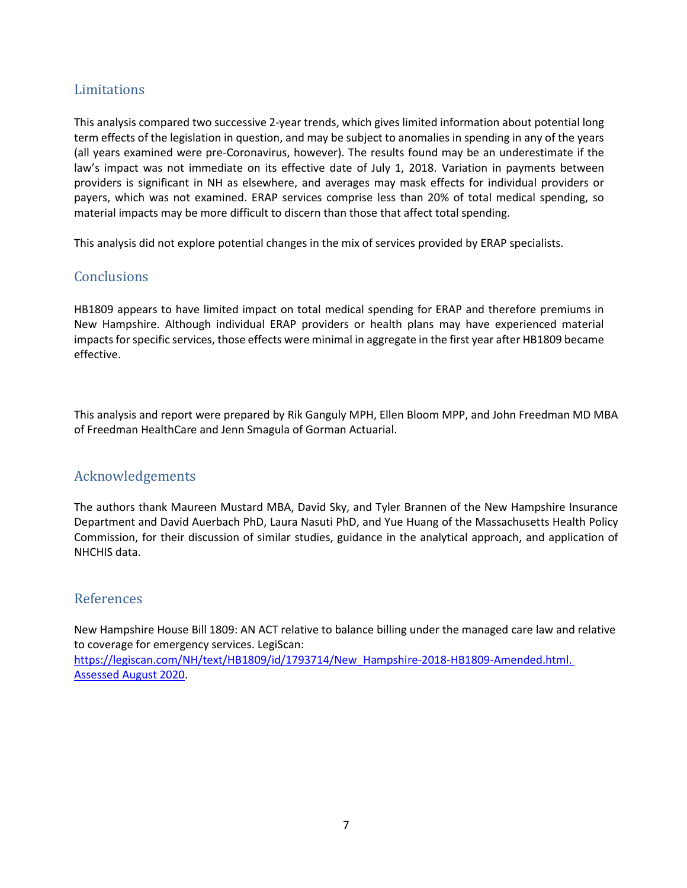## Limitations

This analysis compared two successive 2-year trends, which gives limited information about potential long term effects of the legislation in question, and may be subject to anomalies in spending in any of the years (all years examined were pre-Coronavirus, however). The results found may be an underestimate if the law's impact was not immediate on its effective date of July 1, 2018. Variation in payments between providers is significant in NH as elsewhere, and averages may mask effects for individual providers or payers, which was not examined. ERAP services comprise less than 20% of total medical spending, so material impacts may be more difficult to discern than those that affect total spending.

This analysis did not explore potential changes in the mix of services provided by ERAP specialists.

## Conclusions

HB1809 appears to have limited impact on total medical spending for ERAP and therefore premiums in New Hampshire. Although individual ERAP providers or health plans may have experienced material impacts for specific services, those effects were minimal in aggregate in the first year after HB1809 became effective.

This analysis and report were prepared by Rik Ganguly MPH, Ellen Bloom MPP, and John Freedman MD MBA of Freedman HealthCare and Jenn Smagula of Gorman Actuarial.

## Acknowledgements

The authors thank Maureen Mustard MBA, David Sky, and Tyler Brannen of the New Hampshire Insurance Department and David Auerbach PhD, Laura Nasuti PhD, and Yue Huang of the Massachusetts Health Policy Commission, for their discussion of similar studies, guidance in the analytical approach, and application of NHCHIS data.

## References

New Hampshire House Bill 1809: AN ACT relative to balance billing under the managed care law and relative to coverage for emergency services. LegiScan: https://legiscan.com/NH/text/HB1809/id/1793714/New_Hampshire-2018-HB1809-Amended.html. Assessed August 2020.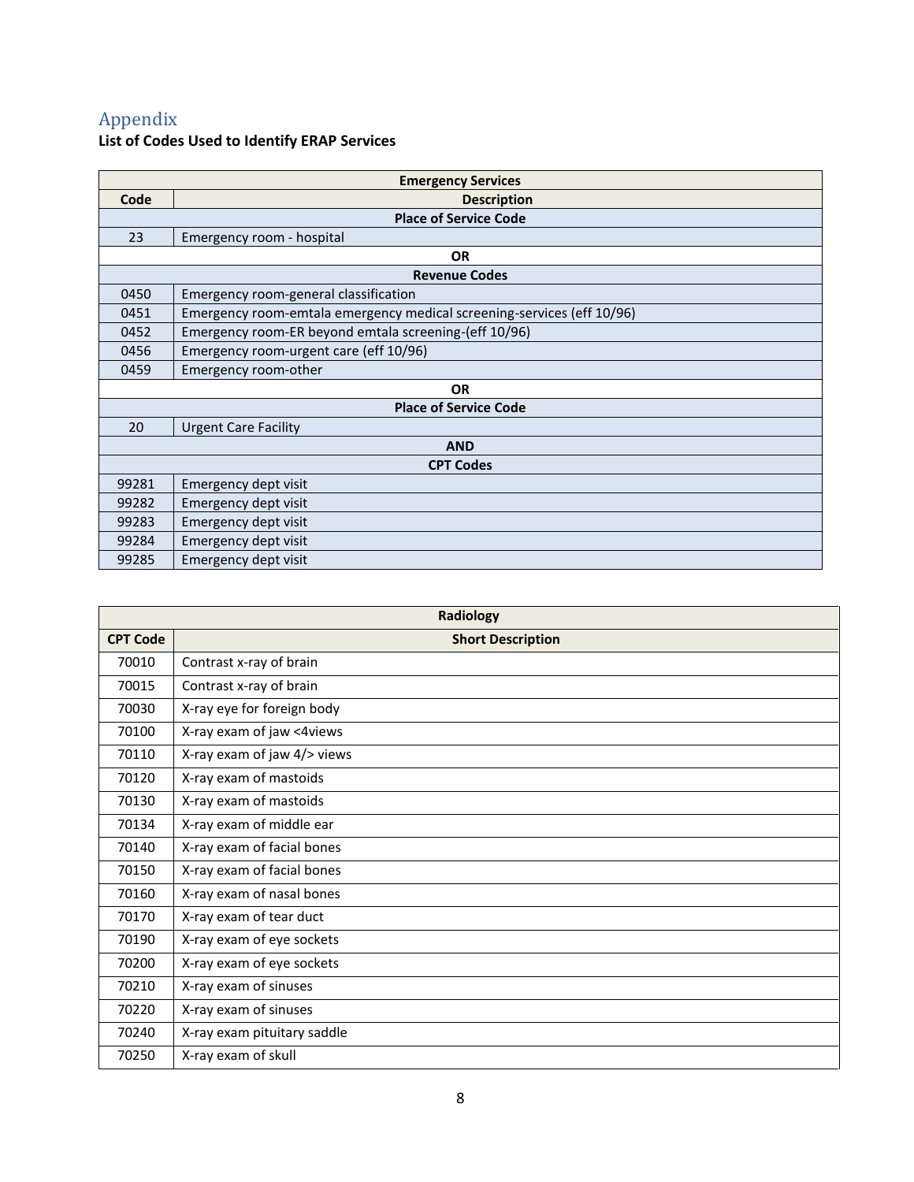## Appendix

**List of Codes Used to Identify ERAP Services**

| Emergency Services | |
|---|---|
| **Code** | **Description** |
| **Place of Service Code** | |
| 23 | Emergency room - hospital |
| **OR** | |
| **Revenue Codes** | |
| 0450 | Emergency room-general classification |
| 0451 | Emergency room-emtala emergency medical screening-services (eff 10/96) |
| 0452 | Emergency room-ER beyond emtala screening-(eff 10/96) |
| 0456 | Emergency room-urgent care (eff 10/96) |
| 0459 | Emergency room-other |
| **OR** | |
| **Place of Service Code** | |
| 20 | Urgent Care Facility |
| **AND** | |
| **CPT Codes** | |
| 99281 | Emergency dept visit |
| 99282 | Emergency dept visit |
| 99283 | Emergency dept visit |
| 99284 | Emergency dept visit |
| 99285 | Emergency dept visit |

| Radiology | |
|---|---|
| **CPT Code** | **Short Description** |
| 70010 | Contrast x-ray of brain |
| 70015 | Contrast x-ray of brain |
| 70030 | X-ray eye for foreign body |
| 70100 | X-ray exam of jaw <4views |
| 70110 | X-ray exam of jaw 4/> views |
| 70120 | X-ray exam of mastoids |
| 70130 | X-ray exam of mastoids |
| 70134 | X-ray exam of middle ear |
| 70140 | X-ray exam of facial bones |
| 70150 | X-ray exam of facial bones |
| 70160 | X-ray exam of nasal bones |
| 70170 | X-ray exam of tear duct |
| 70190 | X-ray exam of eye sockets |
| 70200 | X-ray exam of eye sockets |
| 70210 | X-ray exam of sinuses |
| 70220 | X-ray exam of sinuses |
| 70240 | X-ray exam pituitary saddle |
| 70250 | X-ray exam of skull |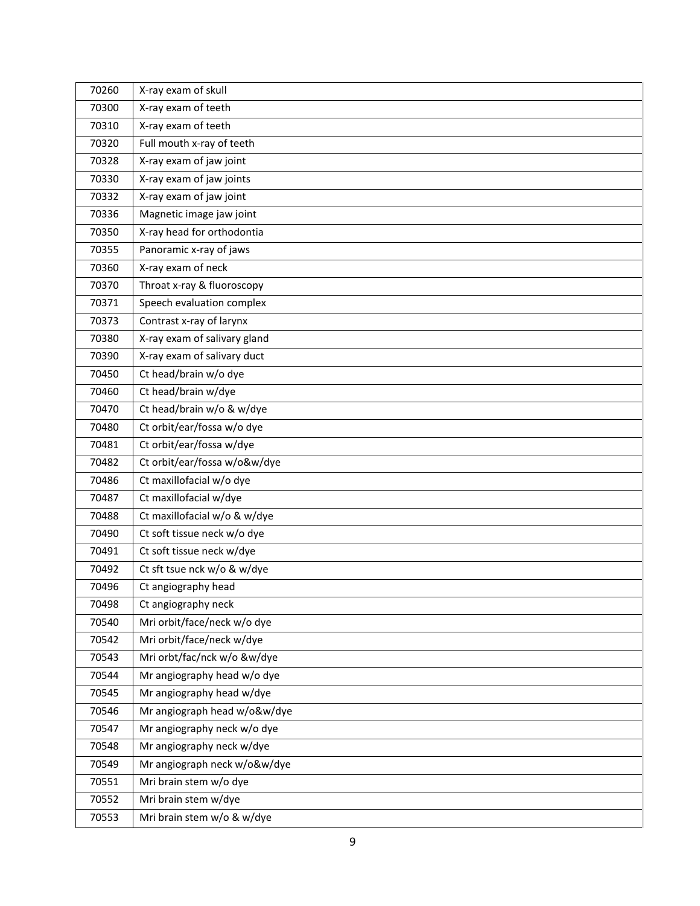| 70260 | X-ray exam of skull |
|---|---|
| 70300 | X-ray exam of teeth |
| 70310 | X-ray exam of teeth |
| 70320 | Full mouth x-ray of teeth |
| 70328 | X-ray exam of jaw joint |
| 70330 | X-ray exam of jaw joints |
| 70332 | X-ray exam of jaw joint |
| 70336 | Magnetic image jaw joint |
| 70350 | X-ray head for orthodontia |
| 70355 | Panoramic x-ray of jaws |
| 70360 | X-ray exam of neck |
| 70370 | Throat x-ray & fluoroscopy |
| 70371 | Speech evaluation complex |
| 70373 | Contrast x-ray of larynx |
| 70380 | X-ray exam of salivary gland |
| 70390 | X-ray exam of salivary duct |
| 70450 | Ct head/brain w/o dye |
| 70460 | Ct head/brain w/dye |
| 70470 | Ct head/brain w/o & w/dye |
| 70480 | Ct orbit/ear/fossa w/o dye |
| 70481 | Ct orbit/ear/fossa w/dye |
| 70482 | Ct orbit/ear/fossa w/o&w/dye |
| 70486 | Ct maxillofacial w/o dye |
| 70487 | Ct maxillofacial w/dye |
| 70488 | Ct maxillofacial w/o & w/dye |
| 70490 | Ct soft tissue neck w/o dye |
| 70491 | Ct soft tissue neck w/dye |
| 70492 | Ct sft tsue nck w/o & w/dye |
| 70496 | Ct angiography head |
| 70498 | Ct angiography neck |
| 70540 | Mri orbit/face/neck w/o dye |
| 70542 | Mri orbit/face/neck w/dye |
| 70543 | Mri orbt/fac/nck w/o &w/dye |
| 70544 | Mr angiography head w/o dye |
| 70545 | Mr angiography head w/dye |
| 70546 | Mr angiograph head w/o&w/dye |
| 70547 | Mr angiography neck w/o dye |
| 70548 | Mr angiography neck w/dye |
| 70549 | Mr angiograph neck w/o&w/dye |
| 70551 | Mri brain stem w/o dye |
| 70552 | Mri brain stem w/dye |
| 70553 | Mri brain stem w/o & w/dye |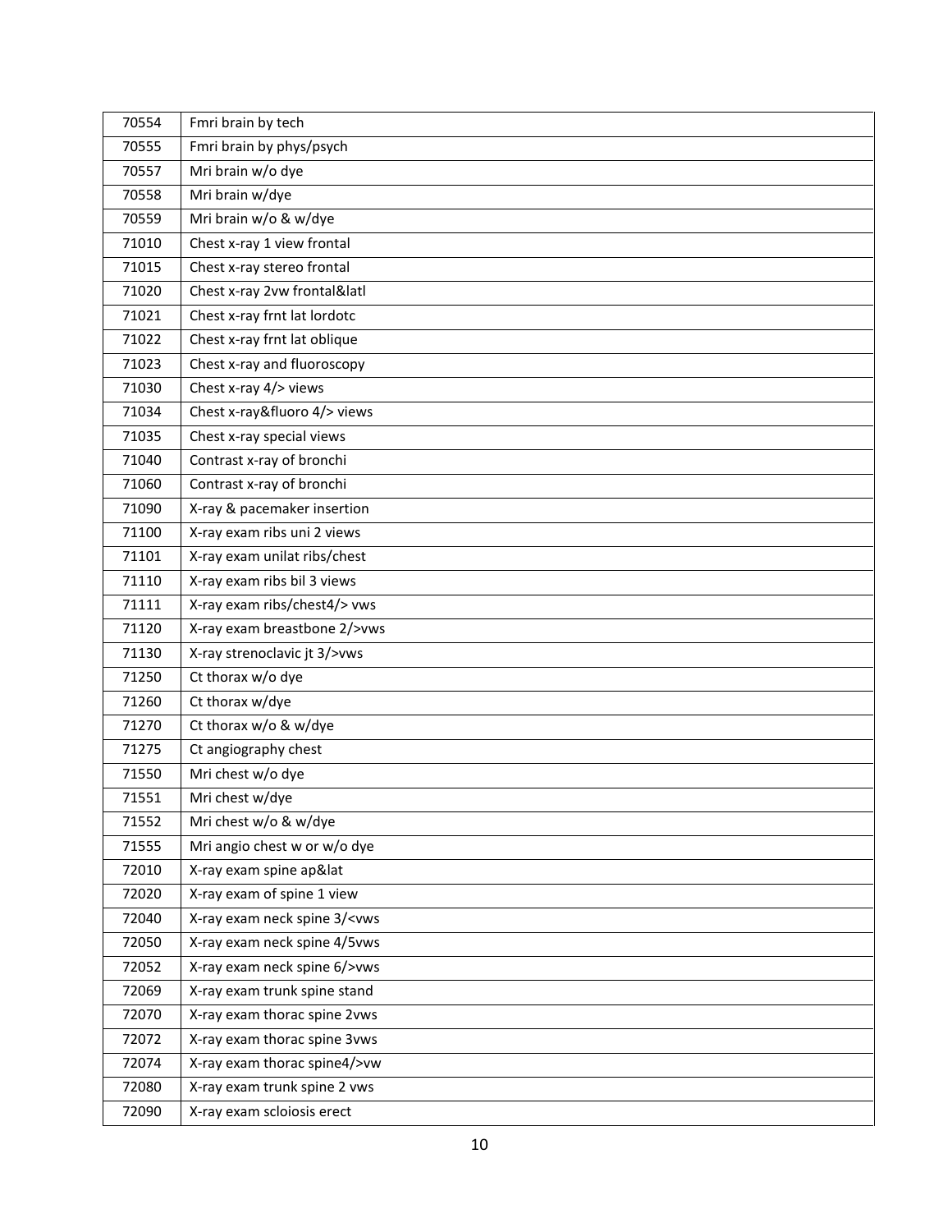| 70554 | Fmri brain by tech |
|---|---|
| 70555 | Fmri brain by phys/psych |
| 70557 | Mri brain w/o dye |
| 70558 | Mri brain w/dye |
| 70559 | Mri brain w/o & w/dye |
| 71010 | Chest x-ray 1 view frontal |
| 71015 | Chest x-ray stereo frontal |
| 71020 | Chest x-ray 2vw frontal&latl |
| 71021 | Chest x-ray frnt lat lordotc |
| 71022 | Chest x-ray frnt lat oblique |
| 71023 | Chest x-ray and fluoroscopy |
| 71030 | Chest x-ray 4/> views |
| 71034 | Chest x-ray&fluoro 4/> views |
| 71035 | Chest x-ray special views |
| 71040 | Contrast x-ray of bronchi |
| 71060 | Contrast x-ray of bronchi |
| 71090 | X-ray & pacemaker insertion |
| 71100 | X-ray exam ribs uni 2 views |
| 71101 | X-ray exam unilat ribs/chest |
| 71110 | X-ray exam ribs bil 3 views |
| 71111 | X-ray exam ribs/chest4/> vws |
| 71120 | X-ray exam breastbone 2/>vws |
| 71130 | X-ray strenoclavic jt 3/>vws |
| 71250 | Ct thorax w/o dye |
| 71260 | Ct thorax w/dye |
| 71270 | Ct thorax w/o & w/dye |
| 71275 | Ct angiography chest |
| 71550 | Mri chest w/o dye |
| 71551 | Mri chest w/dye |
| 71552 | Mri chest w/o & w/dye |
| 71555 | Mri angio chest w or w/o dye |
| 72010 | X-ray exam spine ap&lat |
| 72020 | X-ray exam of spine 1 view |
| 72040 | X-ray exam neck spine 3/<vws |
| 72050 | X-ray exam neck spine 4/5vws |
| 72052 | X-ray exam neck spine 6/>vws |
| 72069 | X-ray exam trunk spine stand |
| 72070 | X-ray exam thorac spine 2vws |
| 72072 | X-ray exam thorac spine 3vws |
| 72074 | X-ray exam thorac spine4/>vw |
| 72080 | X-ray exam trunk spine 2 vws |
| 72090 | X-ray exam scloiosis erect |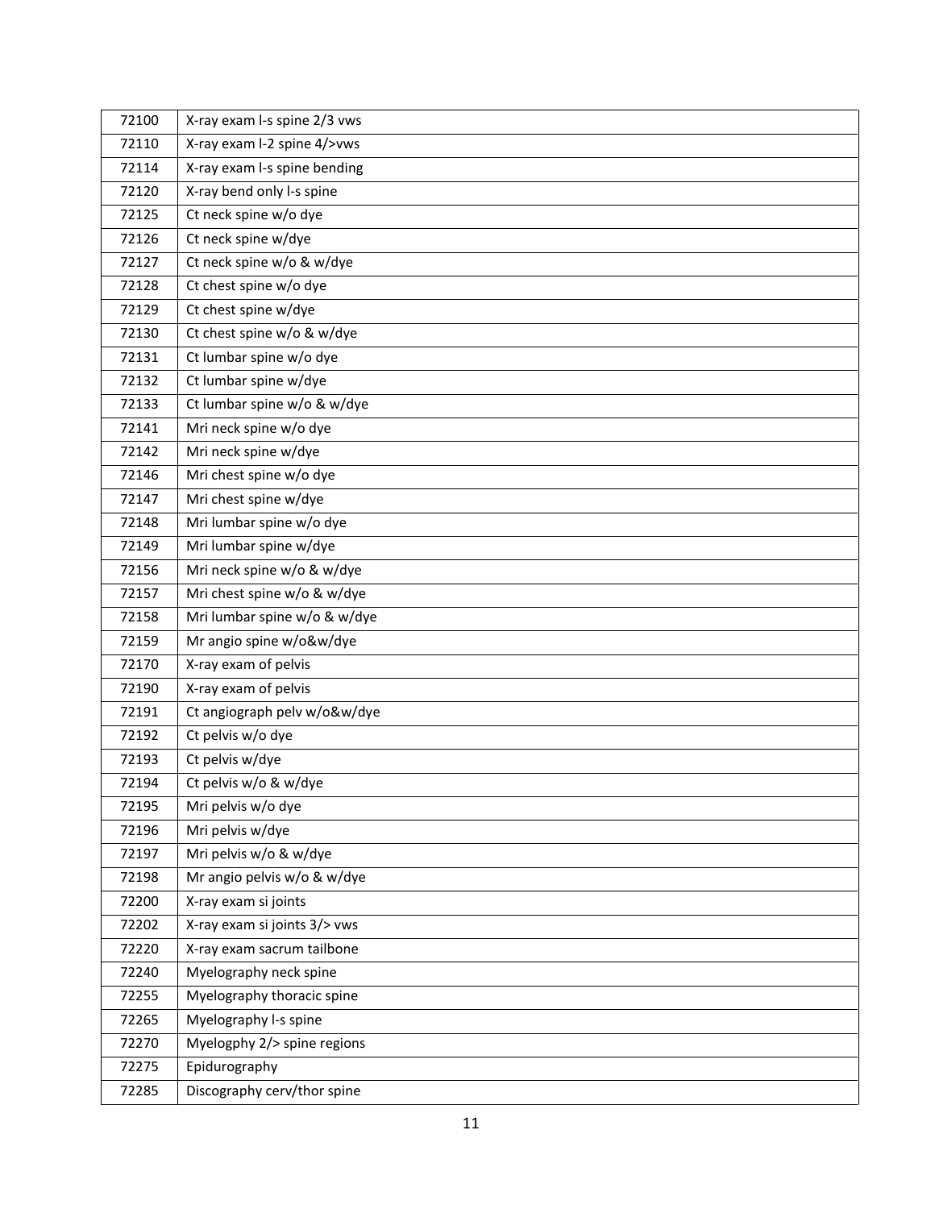| 72100 | X-ray exam l-s spine 2/3 vws |
|---|---|
| 72110 | X-ray exam l-2 spine 4/>vws |
| 72114 | X-ray exam l-s spine bending |
| 72120 | X-ray bend only l-s spine |
| 72125 | Ct neck spine w/o dye |
| 72126 | Ct neck spine w/dye |
| 72127 | Ct neck spine w/o & w/dye |
| 72128 | Ct chest spine w/o dye |
| 72129 | Ct chest spine w/dye |
| 72130 | Ct chest spine w/o & w/dye |
| 72131 | Ct lumbar spine w/o dye |
| 72132 | Ct lumbar spine w/dye |
| 72133 | Ct lumbar spine w/o & w/dye |
| 72141 | Mri neck spine w/o dye |
| 72142 | Mri neck spine w/dye |
| 72146 | Mri chest spine w/o dye |
| 72147 | Mri chest spine w/dye |
| 72148 | Mri lumbar spine w/o dye |
| 72149 | Mri lumbar spine w/dye |
| 72156 | Mri neck spine w/o & w/dye |
| 72157 | Mri chest spine w/o & w/dye |
| 72158 | Mri lumbar spine w/o & w/dye |
| 72159 | Mr angio spine w/o&w/dye |
| 72170 | X-ray exam of pelvis |
| 72190 | X-ray exam of pelvis |
| 72191 | Ct angiograph pelv w/o&w/dye |
| 72192 | Ct pelvis w/o dye |
| 72193 | Ct pelvis w/dye |
| 72194 | Ct pelvis w/o & w/dye |
| 72195 | Mri pelvis w/o dye |
| 72196 | Mri pelvis w/dye |
| 72197 | Mri pelvis w/o & w/dye |
| 72198 | Mr angio pelvis w/o & w/dye |
| 72200 | X-ray exam si joints |
| 72202 | X-ray exam si joints 3/> vws |
| 72220 | X-ray exam sacrum tailbone |
| 72240 | Myelography neck spine |
| 72255 | Myelography thoracic spine |
| 72265 | Myelography l-s spine |
| 72270 | Myelogphy 2/> spine regions |
| 72275 | Epidurography |
| 72285 | Discography cerv/thor spine |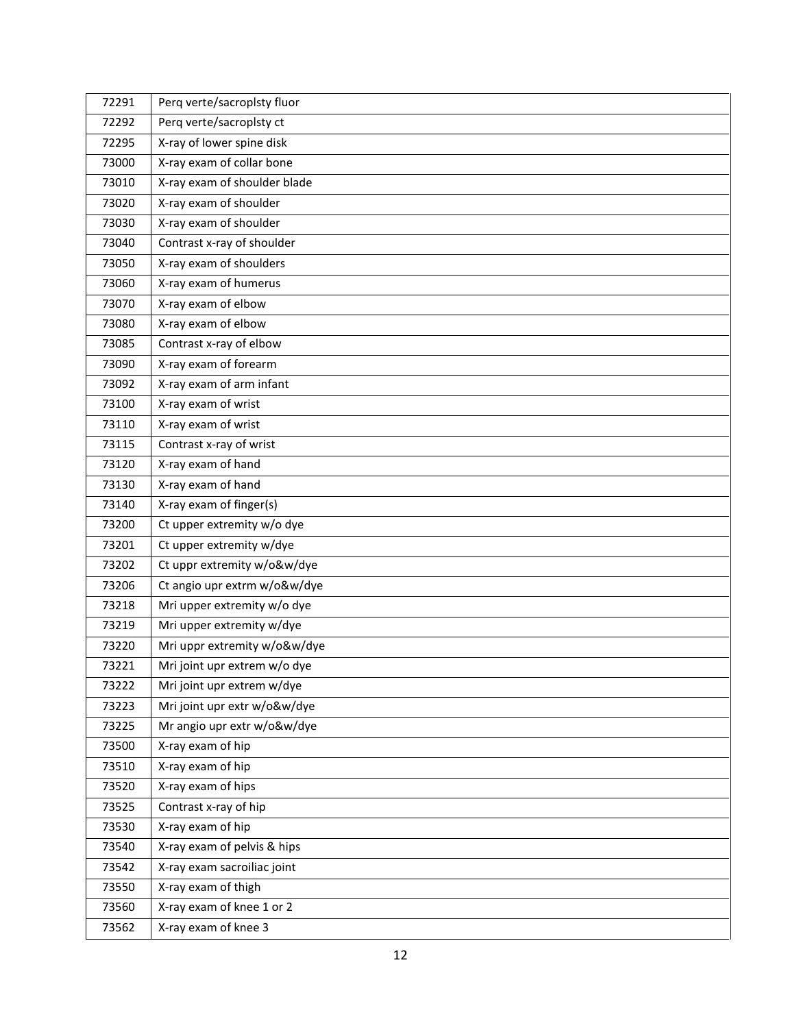| 72291 | Perq verte/sacroplsty fluor |
|---|---|
| 72292 | Perq verte/sacroplsty ct |
| 72295 | X-ray of lower spine disk |
| 73000 | X-ray exam of collar bone |
| 73010 | X-ray exam of shoulder blade |
| 73020 | X-ray exam of shoulder |
| 73030 | X-ray exam of shoulder |
| 73040 | Contrast x-ray of shoulder |
| 73050 | X-ray exam of shoulders |
| 73060 | X-ray exam of humerus |
| 73070 | X-ray exam of elbow |
| 73080 | X-ray exam of elbow |
| 73085 | Contrast x-ray of elbow |
| 73090 | X-ray exam of forearm |
| 73092 | X-ray exam of arm infant |
| 73100 | X-ray exam of wrist |
| 73110 | X-ray exam of wrist |
| 73115 | Contrast x-ray of wrist |
| 73120 | X-ray exam of hand |
| 73130 | X-ray exam of hand |
| 73140 | X-ray exam of finger(s) |
| 73200 | Ct upper extremity w/o dye |
| 73201 | Ct upper extremity w/dye |
| 73202 | Ct uppr extremity w/o&w/dye |
| 73206 | Ct angio upr extrm w/o&w/dye |
| 73218 | Mri upper extremity w/o dye |
| 73219 | Mri upper extremity w/dye |
| 73220 | Mri uppr extremity w/o&w/dye |
| 73221 | Mri joint upr extrem w/o dye |
| 73222 | Mri joint upr extrem w/dye |
| 73223 | Mri joint upr extr w/o&w/dye |
| 73225 | Mr angio upr extr w/o&w/dye |
| 73500 | X-ray exam of hip |
| 73510 | X-ray exam of hip |
| 73520 | X-ray exam of hips |
| 73525 | Contrast x-ray of hip |
| 73530 | X-ray exam of hip |
| 73540 | X-ray exam of pelvis & hips |
| 73542 | X-ray exam sacroiliac joint |
| 73550 | X-ray exam of thigh |
| 73560 | X-ray exam of knee 1 or 2 |
| 73562 | X-ray exam of knee 3 |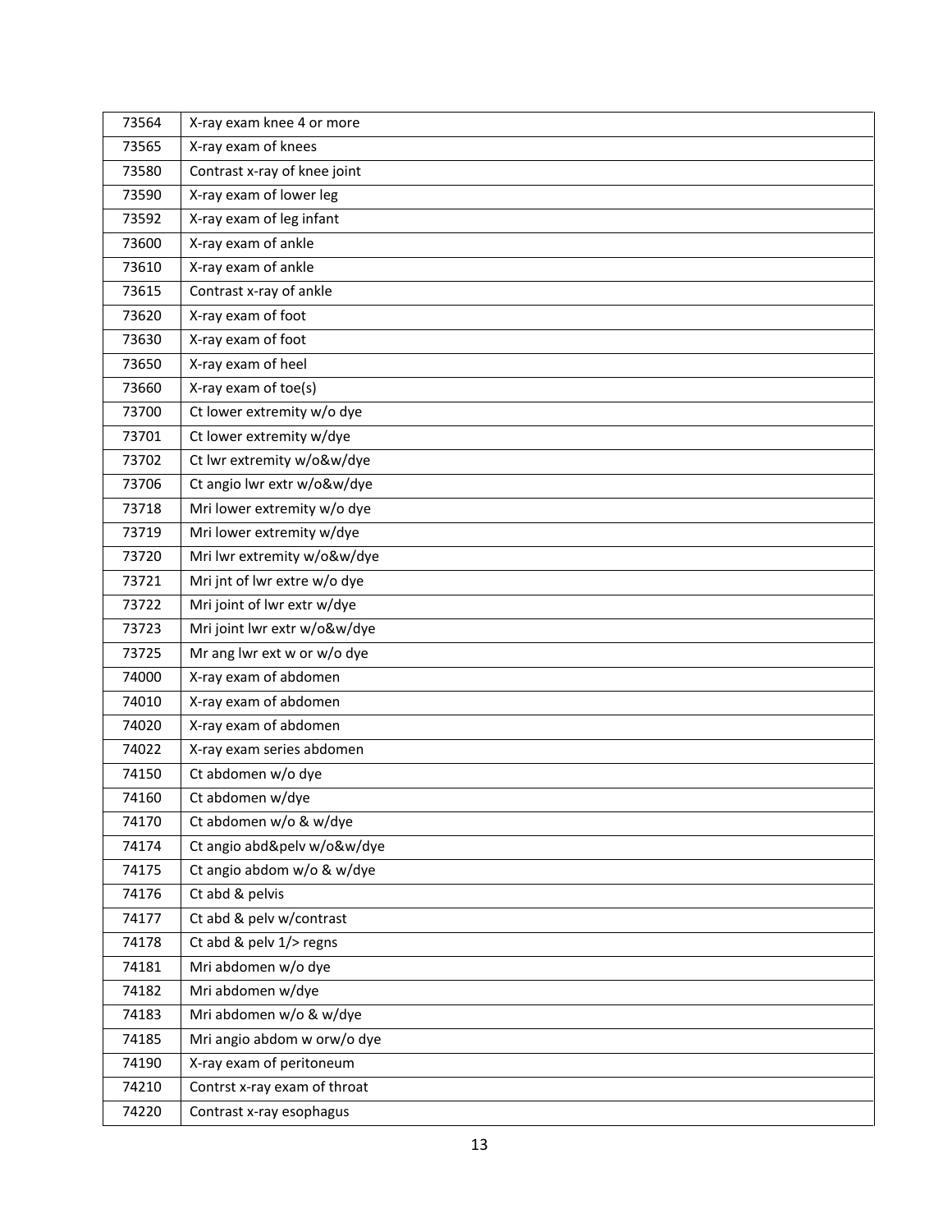| 73564 | X-ray exam knee 4 or more |
|---|---|
| 73565 | X-ray exam of knees |
| 73580 | Contrast x-ray of knee joint |
| 73590 | X-ray exam of lower leg |
| 73592 | X-ray exam of leg infant |
| 73600 | X-ray exam of ankle |
| 73610 | X-ray exam of ankle |
| 73615 | Contrast x-ray of ankle |
| 73620 | X-ray exam of foot |
| 73630 | X-ray exam of foot |
| 73650 | X-ray exam of heel |
| 73660 | X-ray exam of toe(s) |
| 73700 | Ct lower extremity w/o dye |
| 73701 | Ct lower extremity w/dye |
| 73702 | Ct lwr extremity w/o&w/dye |
| 73706 | Ct angio lwr extr w/o&w/dye |
| 73718 | Mri lower extremity w/o dye |
| 73719 | Mri lower extremity w/dye |
| 73720 | Mri lwr extremity w/o&w/dye |
| 73721 | Mri jnt of lwr extre w/o dye |
| 73722 | Mri joint of lwr extr w/dye |
| 73723 | Mri joint lwr extr w/o&w/dye |
| 73725 | Mr ang lwr ext w or w/o dye |
| 74000 | X-ray exam of abdomen |
| 74010 | X-ray exam of abdomen |
| 74020 | X-ray exam of abdomen |
| 74022 | X-ray exam series abdomen |
| 74150 | Ct abdomen w/o dye |
| 74160 | Ct abdomen w/dye |
| 74170 | Ct abdomen w/o & w/dye |
| 74174 | Ct angio abd&pelv w/o&w/dye |
| 74175 | Ct angio abdom w/o & w/dye |
| 74176 | Ct abd & pelvis |
| 74177 | Ct abd & pelv w/contrast |
| 74178 | Ct abd & pelv 1/> regns |
| 74181 | Mri abdomen w/o dye |
| 74182 | Mri abdomen w/dye |
| 74183 | Mri abdomen w/o & w/dye |
| 74185 | Mri angio abdom w orw/o dye |
| 74190 | X-ray exam of peritoneum |
| 74210 | Contrst x-ray exam of throat |
| 74220 | Contrast x-ray esophagus |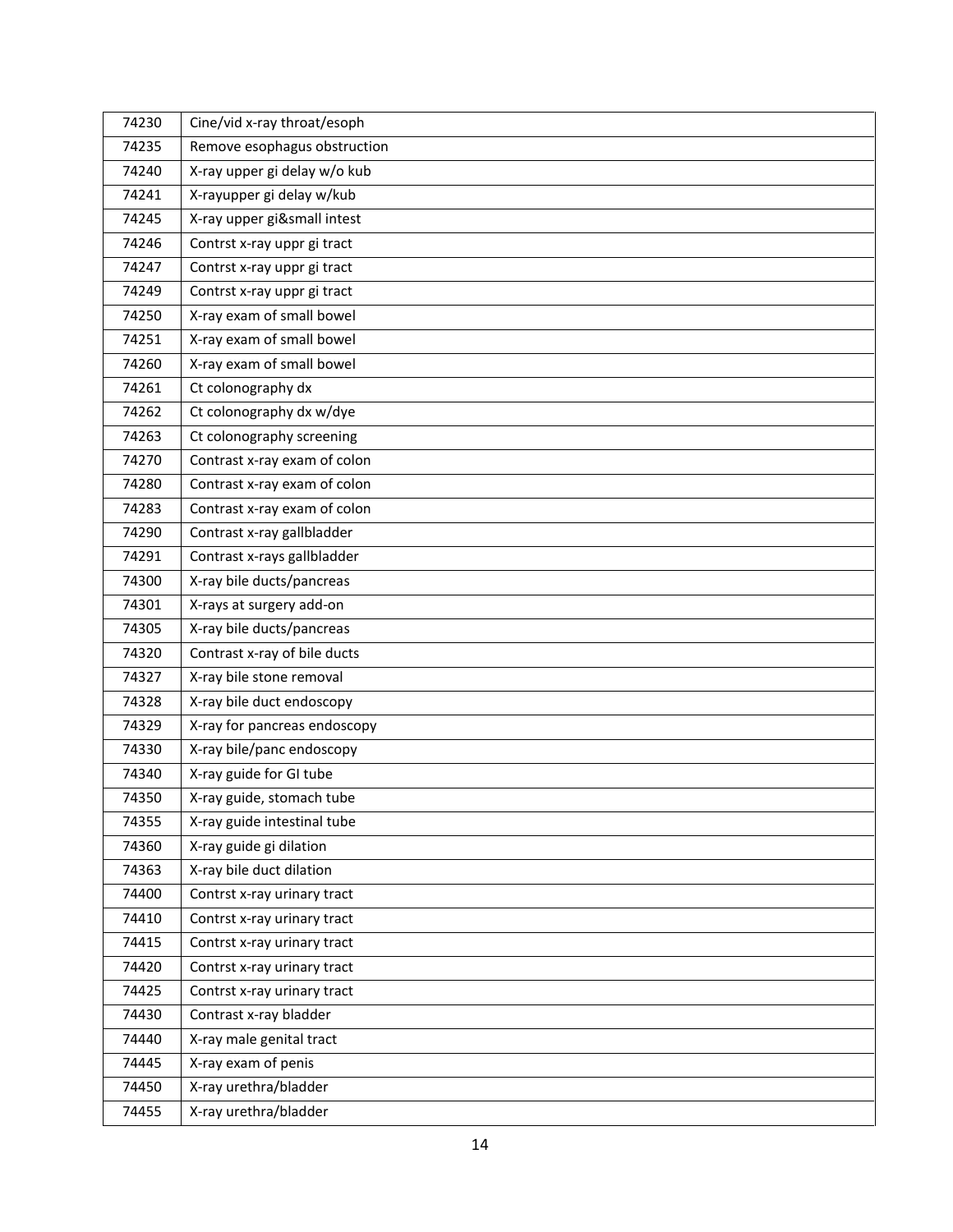| 74230 | Cine/vid x-ray throat/esoph |
|---|---|
| 74235 | Remove esophagus obstruction |
| 74240 | X-ray upper gi delay w/o kub |
| 74241 | X-rayupper gi delay w/kub |
| 74245 | X-ray upper gi&small intest |
| 74246 | Contrst x-ray uppr gi tract |
| 74247 | Contrst x-ray uppr gi tract |
| 74249 | Contrst x-ray uppr gi tract |
| 74250 | X-ray exam of small bowel |
| 74251 | X-ray exam of small bowel |
| 74260 | X-ray exam of small bowel |
| 74261 | Ct colonography dx |
| 74262 | Ct colonography dx w/dye |
| 74263 | Ct colonography screening |
| 74270 | Contrast x-ray exam of colon |
| 74280 | Contrast x-ray exam of colon |
| 74283 | Contrast x-ray exam of colon |
| 74290 | Contrast x-ray gallbladder |
| 74291 | Contrast x-rays gallbladder |
| 74300 | X-ray bile ducts/pancreas |
| 74301 | X-rays at surgery add-on |
| 74305 | X-ray bile ducts/pancreas |
| 74320 | Contrast x-ray of bile ducts |
| 74327 | X-ray bile stone removal |
| 74328 | X-ray bile duct endoscopy |
| 74329 | X-ray for pancreas endoscopy |
| 74330 | X-ray bile/panc endoscopy |
| 74340 | X-ray guide for GI tube |
| 74350 | X-ray guide, stomach tube |
| 74355 | X-ray guide intestinal tube |
| 74360 | X-ray guide gi dilation |
| 74363 | X-ray bile duct dilation |
| 74400 | Contrst x-ray urinary tract |
| 74410 | Contrst x-ray urinary tract |
| 74415 | Contrst x-ray urinary tract |
| 74420 | Contrst x-ray urinary tract |
| 74425 | Contrst x-ray urinary tract |
| 74430 | Contrast x-ray bladder |
| 74440 | X-ray male genital tract |
| 74445 | X-ray exam of penis |
| 74450 | X-ray urethra/bladder |
| 74455 | X-ray urethra/bladder |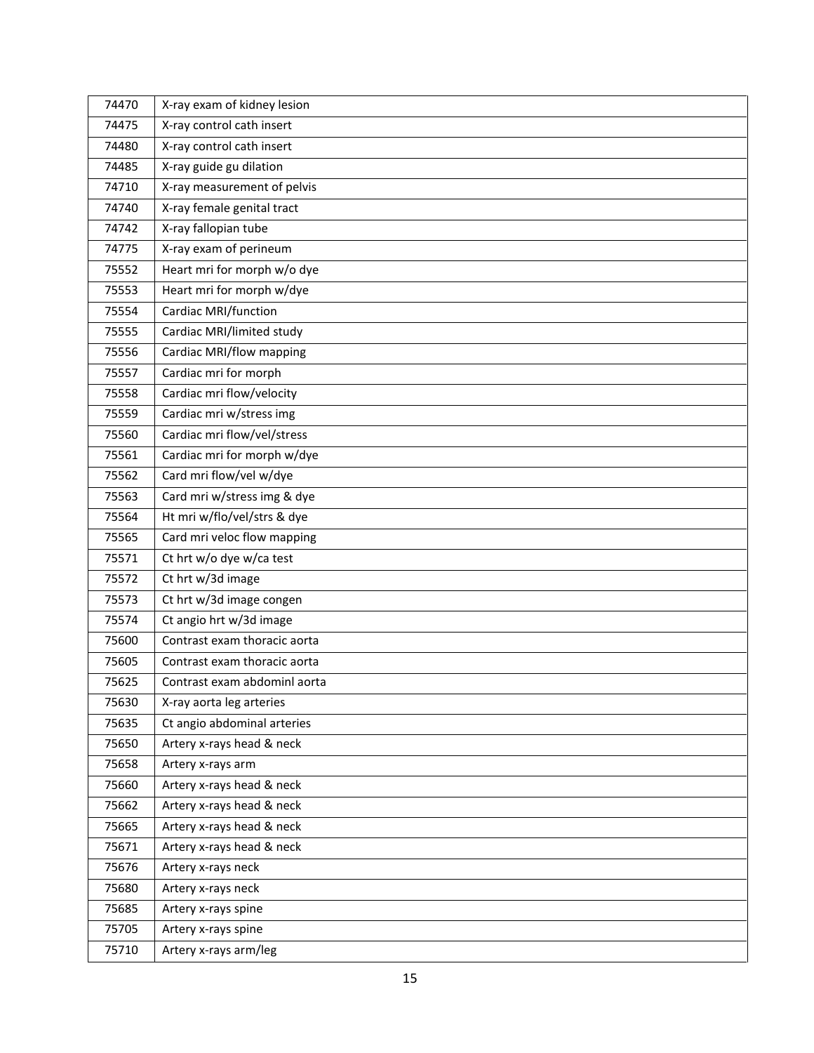| 74470 | X-ray exam of kidney lesion |
|---|---|
| 74475 | X-ray control cath insert |
| 74480 | X-ray control cath insert |
| 74485 | X-ray guide gu dilation |
| 74710 | X-ray measurement of pelvis |
| 74740 | X-ray female genital tract |
| 74742 | X-ray fallopian tube |
| 74775 | X-ray exam of perineum |
| 75552 | Heart mri for morph w/o dye |
| 75553 | Heart mri for morph w/dye |
| 75554 | Cardiac MRI/function |
| 75555 | Cardiac MRI/limited study |
| 75556 | Cardiac MRI/flow mapping |
| 75557 | Cardiac mri for morph |
| 75558 | Cardiac mri flow/velocity |
| 75559 | Cardiac mri w/stress img |
| 75560 | Cardiac mri flow/vel/stress |
| 75561 | Cardiac mri for morph w/dye |
| 75562 | Card mri flow/vel w/dye |
| 75563 | Card mri w/stress img & dye |
| 75564 | Ht mri w/flo/vel/strs & dye |
| 75565 | Card mri veloc flow mapping |
| 75571 | Ct hrt w/o dye w/ca test |
| 75572 | Ct hrt w/3d image |
| 75573 | Ct hrt w/3d image congen |
| 75574 | Ct angio hrt w/3d image |
| 75600 | Contrast exam thoracic aorta |
| 75605 | Contrast exam thoracic aorta |
| 75625 | Contrast exam abdominl aorta |
| 75630 | X-ray aorta leg arteries |
| 75635 | Ct angio abdominal arteries |
| 75650 | Artery x-rays head & neck |
| 75658 | Artery x-rays arm |
| 75660 | Artery x-rays head & neck |
| 75662 | Artery x-rays head & neck |
| 75665 | Artery x-rays head & neck |
| 75671 | Artery x-rays head & neck |
| 75676 | Artery x-rays neck |
| 75680 | Artery x-rays neck |
| 75685 | Artery x-rays spine |
| 75705 | Artery x-rays spine |
| 75710 | Artery x-rays arm/leg |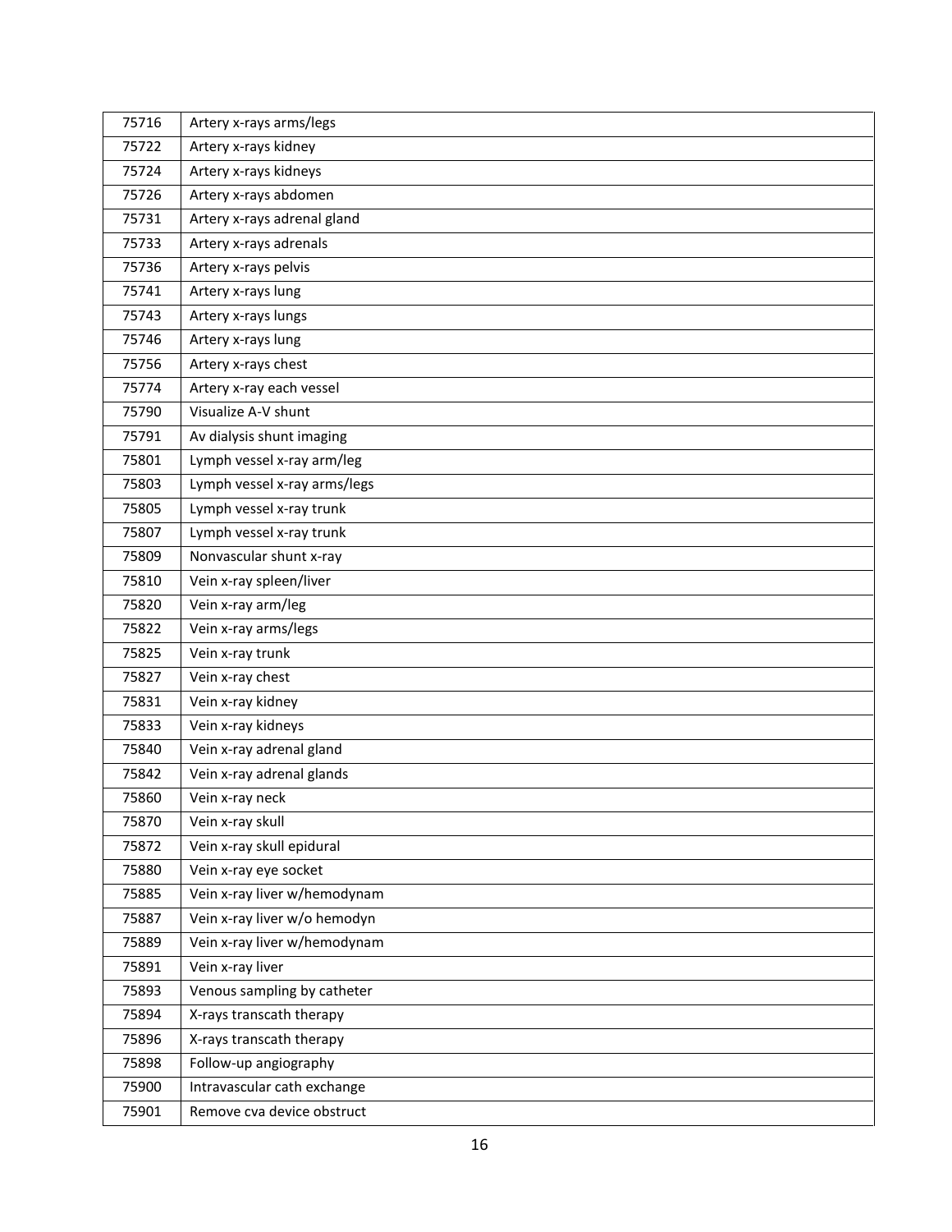| 75716 | Artery x-rays arms/legs |
|---|---|
| 75722 | Artery x-rays kidney |
| 75724 | Artery x-rays kidneys |
| 75726 | Artery x-rays abdomen |
| 75731 | Artery x-rays adrenal gland |
| 75733 | Artery x-rays adrenals |
| 75736 | Artery x-rays pelvis |
| 75741 | Artery x-rays lung |
| 75743 | Artery x-rays lungs |
| 75746 | Artery x-rays lung |
| 75756 | Artery x-rays chest |
| 75774 | Artery x-ray each vessel |
| 75790 | Visualize A-V shunt |
| 75791 | Av dialysis shunt imaging |
| 75801 | Lymph vessel x-ray arm/leg |
| 75803 | Lymph vessel x-ray arms/legs |
| 75805 | Lymph vessel x-ray trunk |
| 75807 | Lymph vessel x-ray trunk |
| 75809 | Nonvascular shunt x-ray |
| 75810 | Vein x-ray spleen/liver |
| 75820 | Vein x-ray arm/leg |
| 75822 | Vein x-ray arms/legs |
| 75825 | Vein x-ray trunk |
| 75827 | Vein x-ray chest |
| 75831 | Vein x-ray kidney |
| 75833 | Vein x-ray kidneys |
| 75840 | Vein x-ray adrenal gland |
| 75842 | Vein x-ray adrenal glands |
| 75860 | Vein x-ray neck |
| 75870 | Vein x-ray skull |
| 75872 | Vein x-ray skull epidural |
| 75880 | Vein x-ray eye socket |
| 75885 | Vein x-ray liver w/hemodynam |
| 75887 | Vein x-ray liver w/o hemodyn |
| 75889 | Vein x-ray liver w/hemodynam |
| 75891 | Vein x-ray liver |
| 75893 | Venous sampling by catheter |
| 75894 | X-rays transcath therapy |
| 75896 | X-rays transcath therapy |
| 75898 | Follow-up angiography |
| 75900 | Intravascular cath exchange |
| 75901 | Remove cva device obstruct |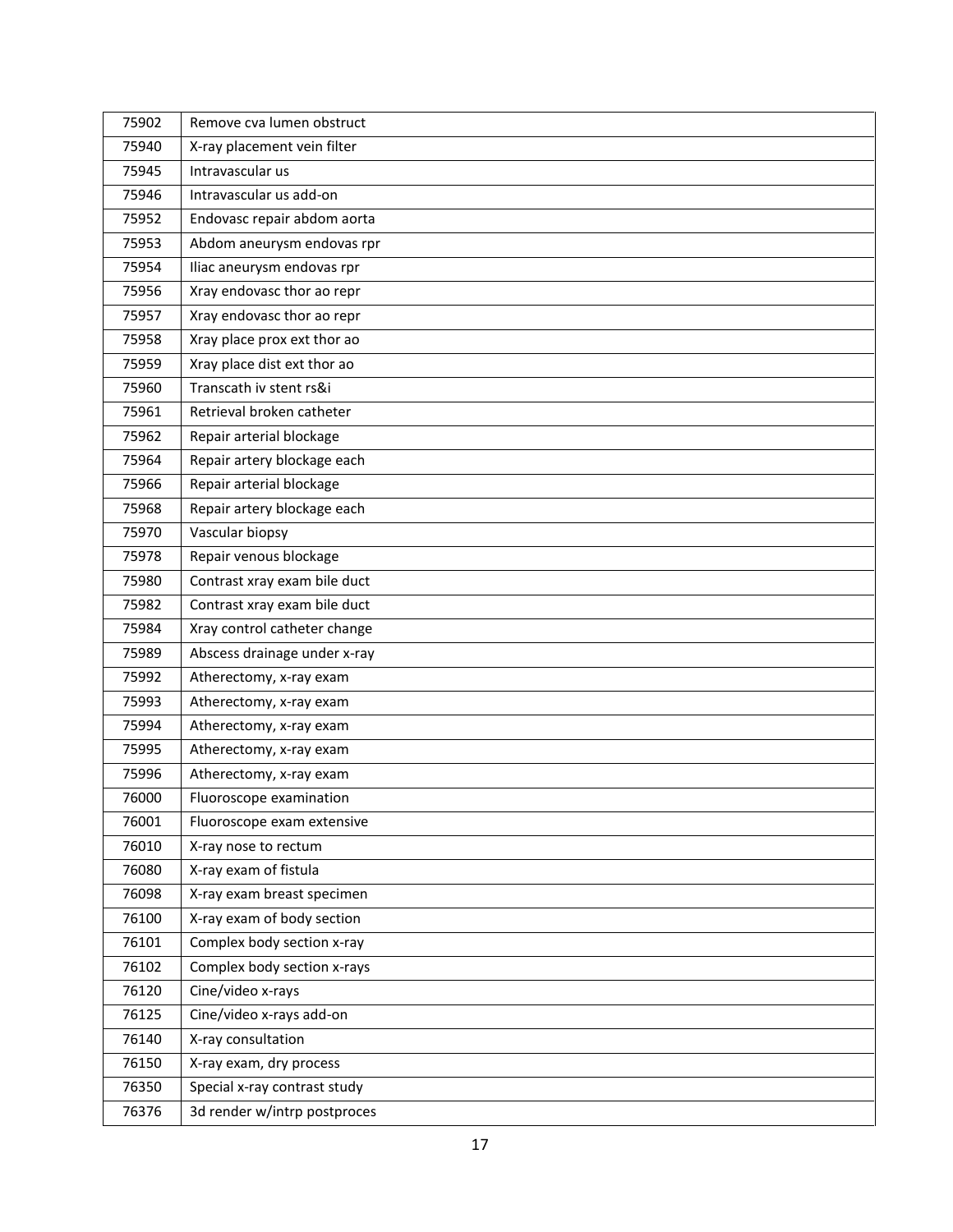| 75902 | Remove cva lumen obstruct |
|---|---|
| 75940 | X-ray placement vein filter |
| 75945 | Intravascular us |
| 75946 | Intravascular us add-on |
| 75952 | Endovasc repair abdom aorta |
| 75953 | Abdom aneurysm endovas rpr |
| 75954 | Iliac aneurysm endovas rpr |
| 75956 | Xray endovasc thor ao repr |
| 75957 | Xray endovasc thor ao repr |
| 75958 | Xray place prox ext thor ao |
| 75959 | Xray place dist ext thor ao |
| 75960 | Transcath iv stent rs&i |
| 75961 | Retrieval broken catheter |
| 75962 | Repair arterial blockage |
| 75964 | Repair artery blockage each |
| 75966 | Repair arterial blockage |
| 75968 | Repair artery blockage each |
| 75970 | Vascular biopsy |
| 75978 | Repair venous blockage |
| 75980 | Contrast xray exam bile duct |
| 75982 | Contrast xray exam bile duct |
| 75984 | Xray control catheter change |
| 75989 | Abscess drainage under x-ray |
| 75992 | Atherectomy, x-ray exam |
| 75993 | Atherectomy, x-ray exam |
| 75994 | Atherectomy, x-ray exam |
| 75995 | Atherectomy, x-ray exam |
| 75996 | Atherectomy, x-ray exam |
| 76000 | Fluoroscope examination |
| 76001 | Fluoroscope exam extensive |
| 76010 | X-ray nose to rectum |
| 76080 | X-ray exam of fistula |
| 76098 | X-ray exam breast specimen |
| 76100 | X-ray exam of body section |
| 76101 | Complex body section x-ray |
| 76102 | Complex body section x-rays |
| 76120 | Cine/video x-rays |
| 76125 | Cine/video x-rays add-on |
| 76140 | X-ray consultation |
| 76150 | X-ray exam, dry process |
| 76350 | Special x-ray contrast study |
| 76376 | 3d render w/intrp postproces |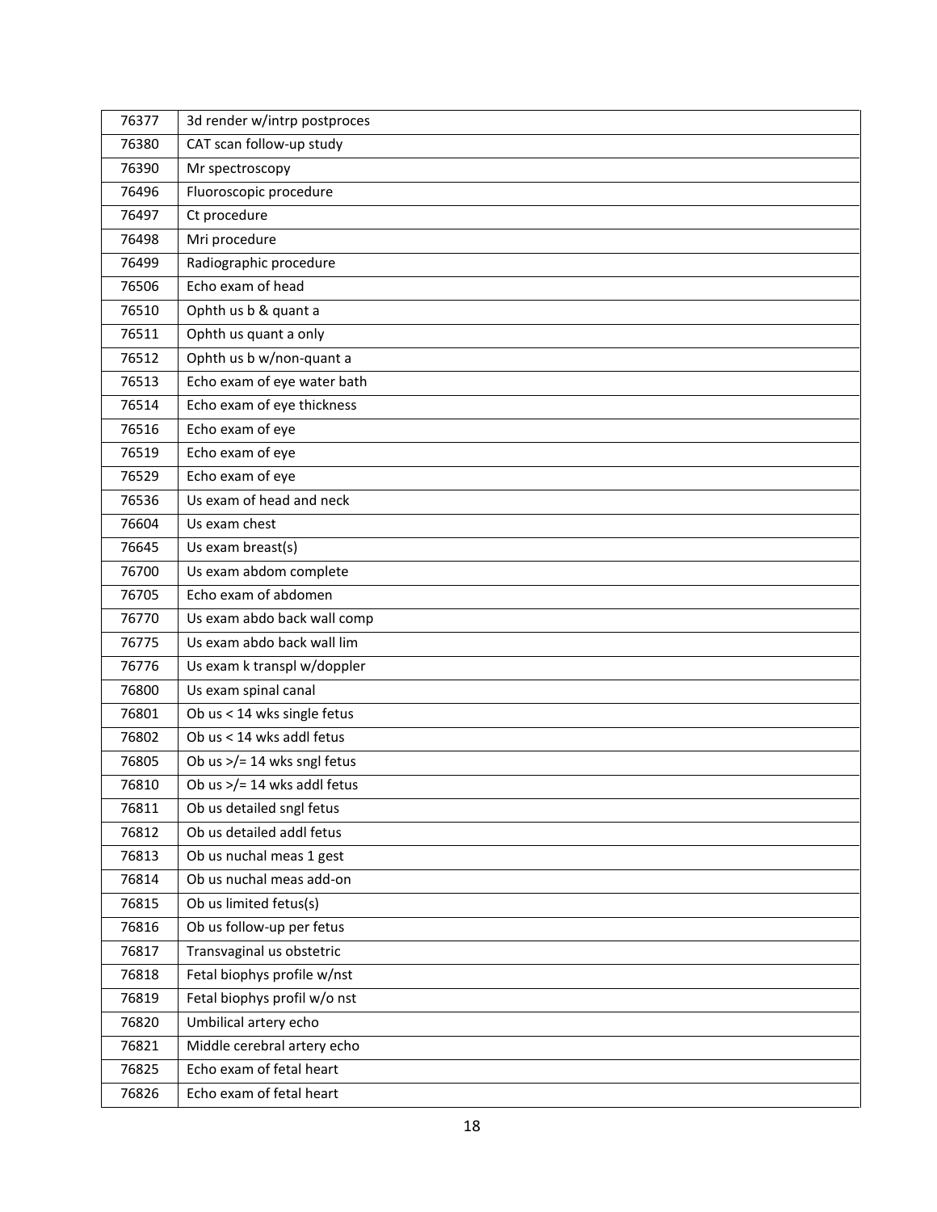| 76377 | 3d render w/intrp postproces |
|---|---|
| 76380 | CAT scan follow-up study |
| 76390 | Mr spectroscopy |
| 76496 | Fluoroscopic procedure |
| 76497 | Ct procedure |
| 76498 | Mri procedure |
| 76499 | Radiographic procedure |
| 76506 | Echo exam of head |
| 76510 | Ophth us b & quant a |
| 76511 | Ophth us quant a only |
| 76512 | Ophth us b w/non-quant a |
| 76513 | Echo exam of eye water bath |
| 76514 | Echo exam of eye thickness |
| 76516 | Echo exam of eye |
| 76519 | Echo exam of eye |
| 76529 | Echo exam of eye |
| 76536 | Us exam of head and neck |
| 76604 | Us exam chest |
| 76645 | Us exam breast(s) |
| 76700 | Us exam abdom complete |
| 76705 | Echo exam of abdomen |
| 76770 | Us exam abdo back wall comp |
| 76775 | Us exam abdo back wall lim |
| 76776 | Us exam k transpl w/doppler |
| 76800 | Us exam spinal canal |
| 76801 | Ob us < 14 wks single fetus |
| 76802 | Ob us < 14 wks addl fetus |
| 76805 | Ob us >/= 14 wks sngl fetus |
| 76810 | Ob us >/= 14 wks addl fetus |
| 76811 | Ob us detailed sngl fetus |
| 76812 | Ob us detailed addl fetus |
| 76813 | Ob us nuchal meas 1 gest |
| 76814 | Ob us nuchal meas add-on |
| 76815 | Ob us limited fetus(s) |
| 76816 | Ob us follow-up per fetus |
| 76817 | Transvaginal us obstetric |
| 76818 | Fetal biophys profile w/nst |
| 76819 | Fetal biophys profil w/o nst |
| 76820 | Umbilical artery echo |
| 76821 | Middle cerebral artery echo |
| 76825 | Echo exam of fetal heart |
| 76826 | Echo exam of fetal heart |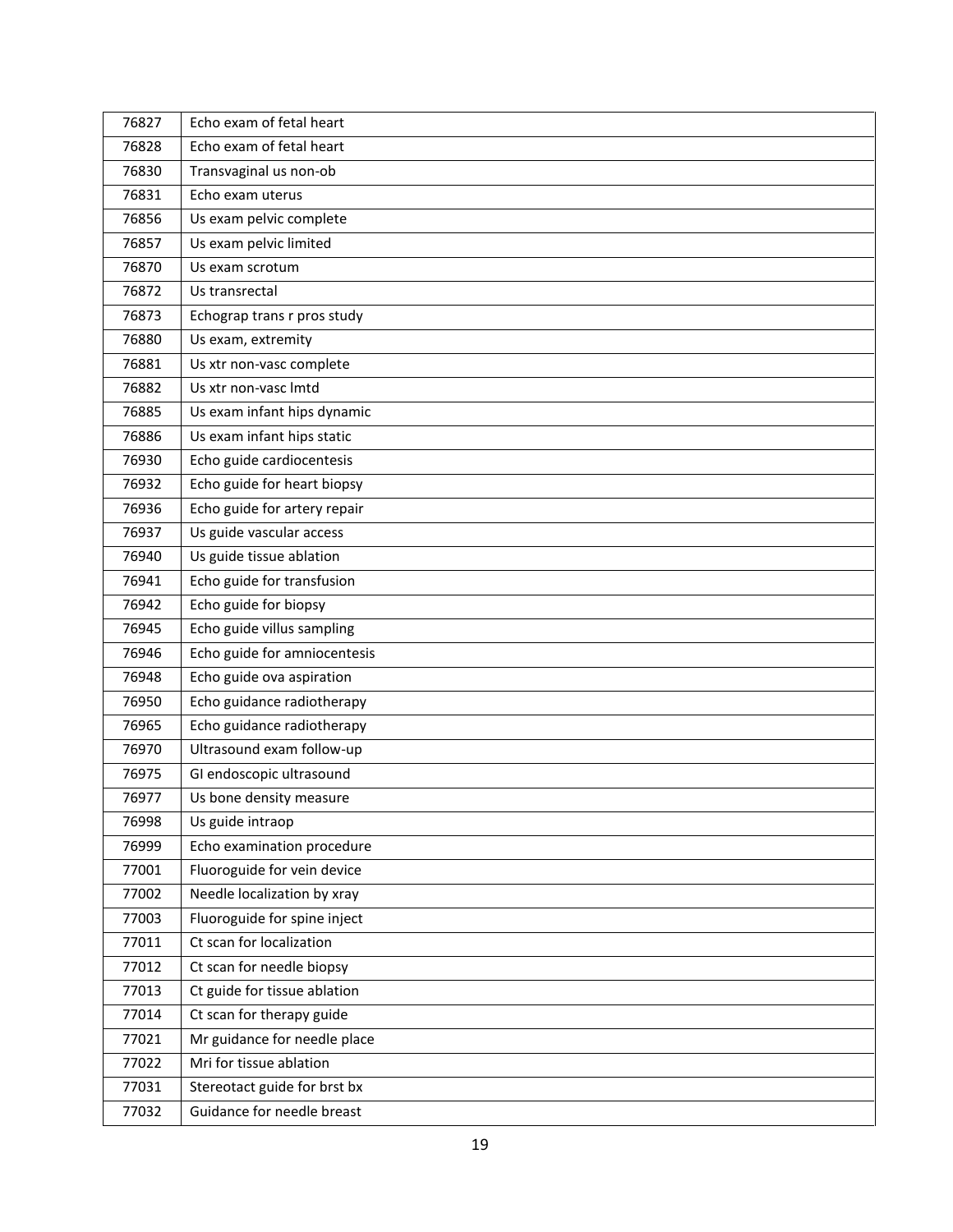| 76827 | Echo exam of fetal heart |
|---|---|
| 76828 | Echo exam of fetal heart |
| 76830 | Transvaginal us non-ob |
| 76831 | Echo exam uterus |
| 76856 | Us exam pelvic complete |
| 76857 | Us exam pelvic limited |
| 76870 | Us exam scrotum |
| 76872 | Us transrectal |
| 76873 | Echograp trans r pros study |
| 76880 | Us exam, extremity |
| 76881 | Us xtr non-vasc complete |
| 76882 | Us xtr non-vasc lmtd |
| 76885 | Us exam infant hips dynamic |
| 76886 | Us exam infant hips static |
| 76930 | Echo guide cardiocentesis |
| 76932 | Echo guide for heart biopsy |
| 76936 | Echo guide for artery repair |
| 76937 | Us guide vascular access |
| 76940 | Us guide tissue ablation |
| 76941 | Echo guide for transfusion |
| 76942 | Echo guide for biopsy |
| 76945 | Echo guide villus sampling |
| 76946 | Echo guide for amniocentesis |
| 76948 | Echo guide ova aspiration |
| 76950 | Echo guidance radiotherapy |
| 76965 | Echo guidance radiotherapy |
| 76970 | Ultrasound exam follow-up |
| 76975 | GI endoscopic ultrasound |
| 76977 | Us bone density measure |
| 76998 | Us guide intraop |
| 76999 | Echo examination procedure |
| 77001 | Fluoroguide for vein device |
| 77002 | Needle localization by xray |
| 77003 | Fluoroguide for spine inject |
| 77011 | Ct scan for localization |
| 77012 | Ct scan for needle biopsy |
| 77013 | Ct guide for tissue ablation |
| 77014 | Ct scan for therapy guide |
| 77021 | Mr guidance for needle place |
| 77022 | Mri for tissue ablation |
| 77031 | Stereotact guide for brst bx |
| 77032 | Guidance for needle breast |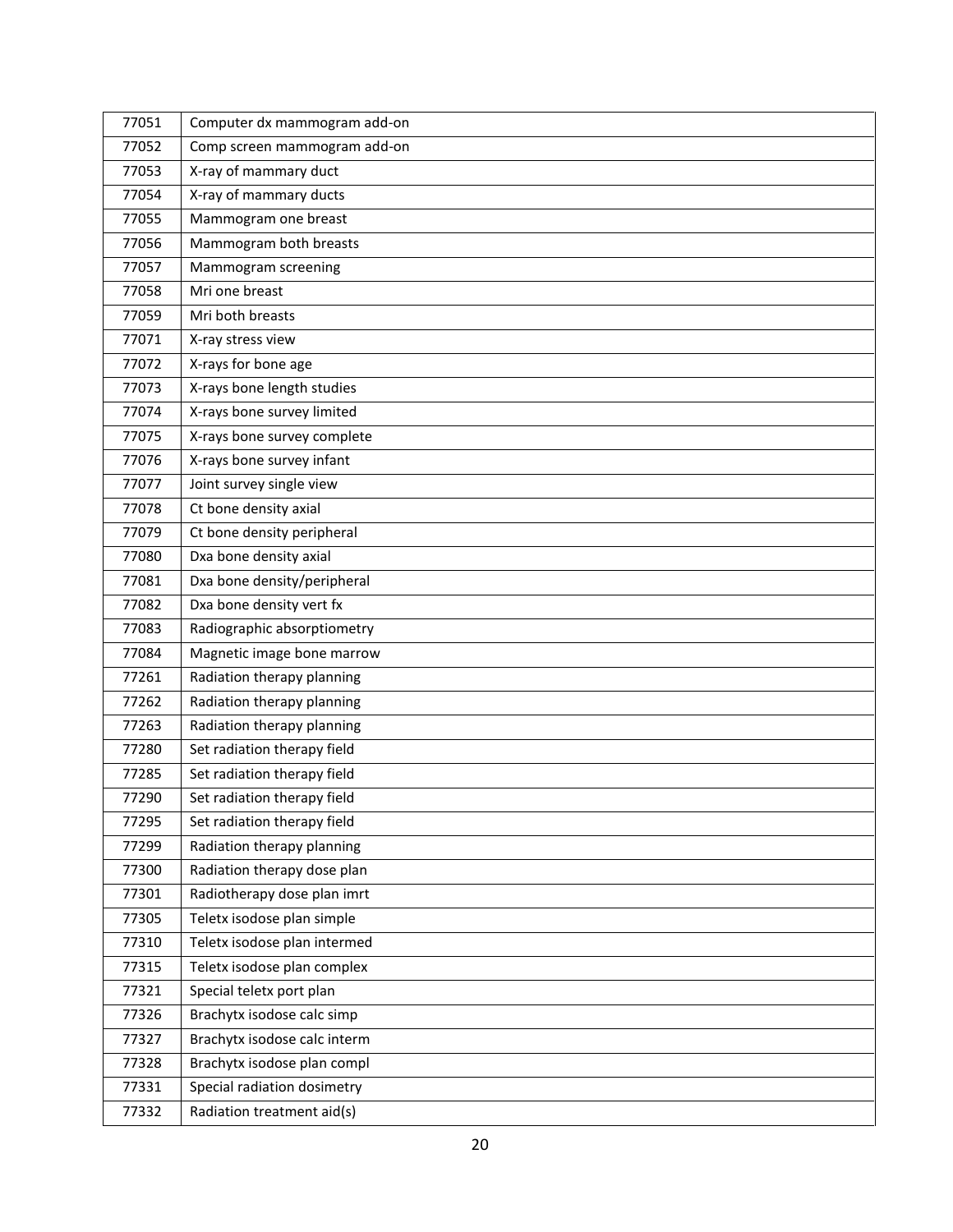| | |
|---|---|
| 77051 | Computer dx mammogram add-on |
| 77052 | Comp screen mammogram add-on |
| 77053 | X-ray of mammary duct |
| 77054 | X-ray of mammary ducts |
| 77055 | Mammogram one breast |
| 77056 | Mammogram both breasts |
| 77057 | Mammogram screening |
| 77058 | Mri one breast |
| 77059 | Mri both breasts |
| 77071 | X-ray stress view |
| 77072 | X-rays for bone age |
| 77073 | X-rays bone length studies |
| 77074 | X-rays bone survey limited |
| 77075 | X-rays bone survey complete |
| 77076 | X-rays bone survey infant |
| 77077 | Joint survey single view |
| 77078 | Ct bone density axial |
| 77079 | Ct bone density peripheral |
| 77080 | Dxa bone density axial |
| 77081 | Dxa bone density/peripheral |
| 77082 | Dxa bone density vert fx |
| 77083 | Radiographic absorptiometry |
| 77084 | Magnetic image bone marrow |
| 77261 | Radiation therapy planning |
| 77262 | Radiation therapy planning |
| 77263 | Radiation therapy planning |
| 77280 | Set radiation therapy field |
| 77285 | Set radiation therapy field |
| 77290 | Set radiation therapy field |
| 77295 | Set radiation therapy field |
| 77299 | Radiation therapy planning |
| 77300 | Radiation therapy dose plan |
| 77301 | Radiotherapy dose plan imrt |
| 77305 | Teletx isodose plan simple |
| 77310 | Teletx isodose plan intermed |
| 77315 | Teletx isodose plan complex |
| 77321 | Special teletx port plan |
| 77326 | Brachytx isodose calc simp |
| 77327 | Brachytx isodose calc interm |
| 77328 | Brachytx isodose plan compl |
| 77331 | Special radiation dosimetry |
| 77332 | Radiation treatment aid(s) |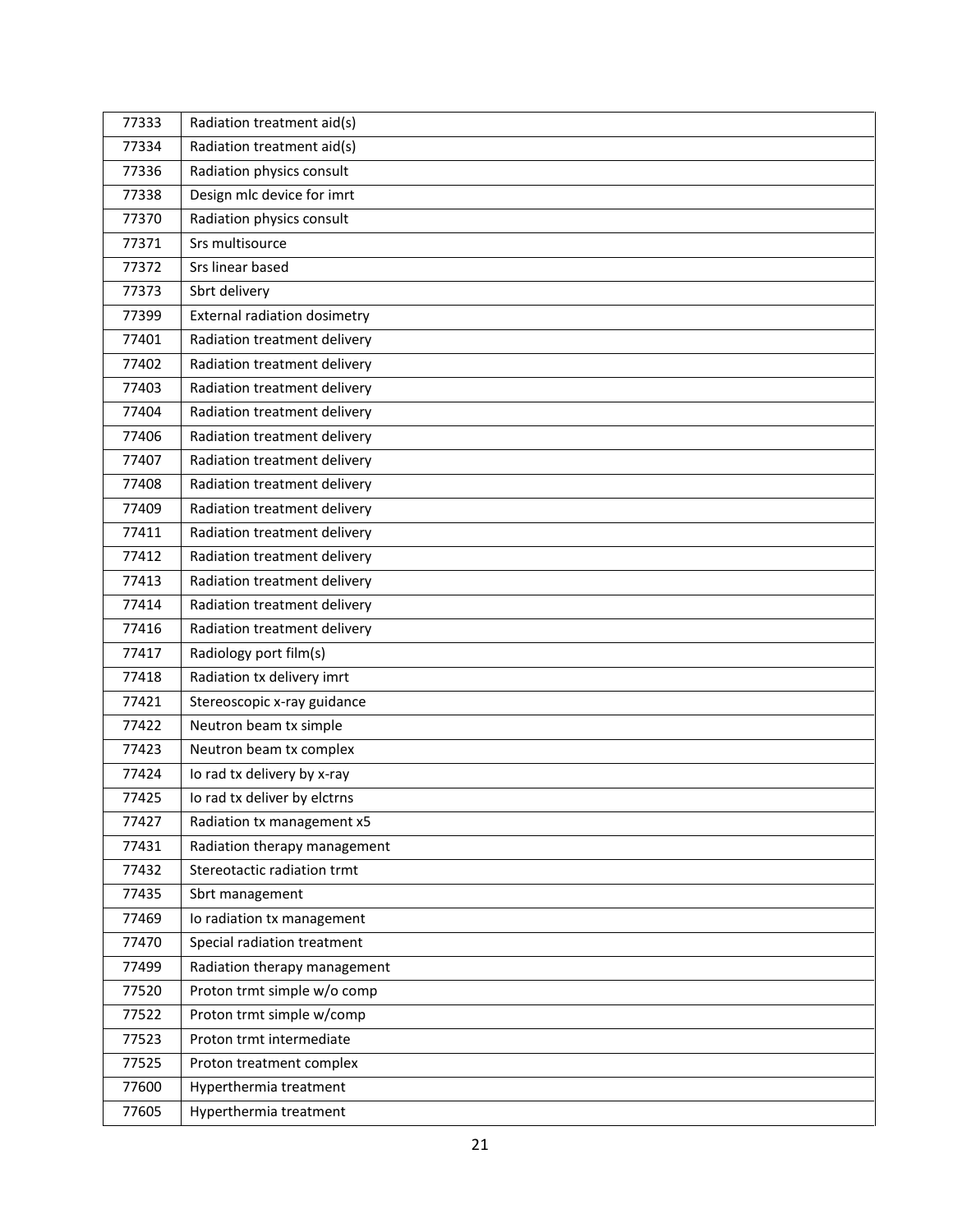| | |
|---|---|
| 77333 | Radiation treatment aid(s) |
| 77334 | Radiation treatment aid(s) |
| 77336 | Radiation physics consult |
| 77338 | Design mlc device for imrt |
| 77370 | Radiation physics consult |
| 77371 | Srs multisource |
| 77372 | Srs linear based |
| 77373 | Sbrt delivery |
| 77399 | External radiation dosimetry |
| 77401 | Radiation treatment delivery |
| 77402 | Radiation treatment delivery |
| 77403 | Radiation treatment delivery |
| 77404 | Radiation treatment delivery |
| 77406 | Radiation treatment delivery |
| 77407 | Radiation treatment delivery |
| 77408 | Radiation treatment delivery |
| 77409 | Radiation treatment delivery |
| 77411 | Radiation treatment delivery |
| 77412 | Radiation treatment delivery |
| 77413 | Radiation treatment delivery |
| 77414 | Radiation treatment delivery |
| 77416 | Radiation treatment delivery |
| 77417 | Radiology port film(s) |
| 77418 | Radiation tx delivery imrt |
| 77421 | Stereoscopic x-ray guidance |
| 77422 | Neutron beam tx simple |
| 77423 | Neutron beam tx complex |
| 77424 | Io rad tx delivery by x-ray |
| 77425 | Io rad tx deliver by elctrns |
| 77427 | Radiation tx management x5 |
| 77431 | Radiation therapy management |
| 77432 | Stereotactic radiation trmt |
| 77435 | Sbrt management |
| 77469 | Io radiation tx management |
| 77470 | Special radiation treatment |
| 77499 | Radiation therapy management |
| 77520 | Proton trmt simple w/o comp |
| 77522 | Proton trmt simple w/comp |
| 77523 | Proton trmt intermediate |
| 77525 | Proton treatment complex |
| 77600 | Hyperthermia treatment |
| 77605 | Hyperthermia treatment |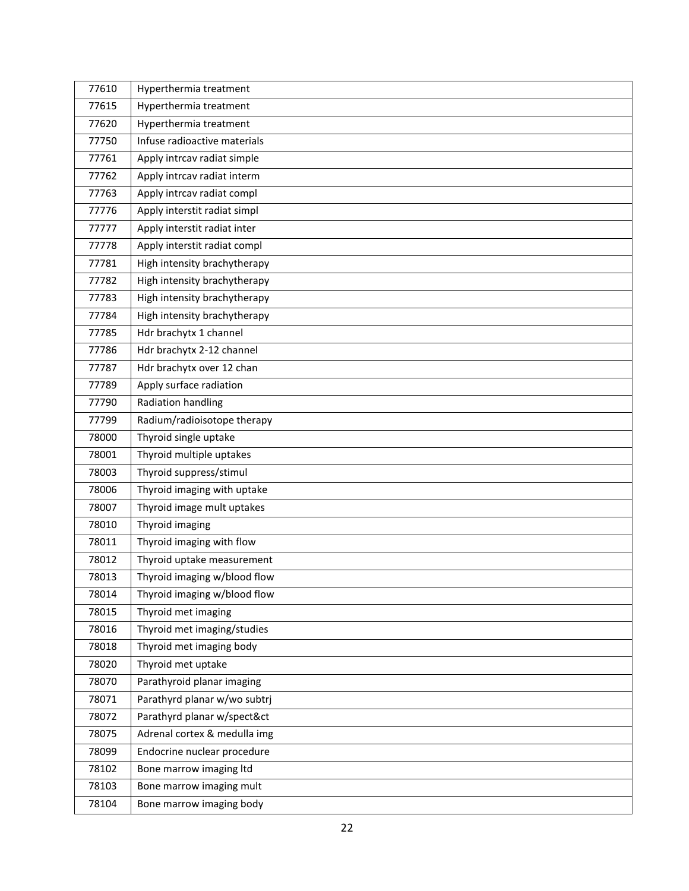| 77610 | Hyperthermia treatment |
|---|---|
| 77615 | Hyperthermia treatment |
| 77620 | Hyperthermia treatment |
| 77750 | Infuse radioactive materials |
| 77761 | Apply intrcav radiat simple |
| 77762 | Apply intrcav radiat interm |
| 77763 | Apply intrcav radiat compl |
| 77776 | Apply interstit radiat simpl |
| 77777 | Apply interstit radiat inter |
| 77778 | Apply interstit radiat compl |
| 77781 | High intensity brachytherapy |
| 77782 | High intensity brachytherapy |
| 77783 | High intensity brachytherapy |
| 77784 | High intensity brachytherapy |
| 77785 | Hdr brachytx 1 channel |
| 77786 | Hdr brachytx 2-12 channel |
| 77787 | Hdr brachytx over 12 chan |
| 77789 | Apply surface radiation |
| 77790 | Radiation handling |
| 77799 | Radium/radioisotope therapy |
| 78000 | Thyroid single uptake |
| 78001 | Thyroid multiple uptakes |
| 78003 | Thyroid suppress/stimul |
| 78006 | Thyroid imaging with uptake |
| 78007 | Thyroid image mult uptakes |
| 78010 | Thyroid imaging |
| 78011 | Thyroid imaging with flow |
| 78012 | Thyroid uptake measurement |
| 78013 | Thyroid imaging w/blood flow |
| 78014 | Thyroid imaging w/blood flow |
| 78015 | Thyroid met imaging |
| 78016 | Thyroid met imaging/studies |
| 78018 | Thyroid met imaging body |
| 78020 | Thyroid met uptake |
| 78070 | Parathyroid planar imaging |
| 78071 | Parathyrd planar w/wo subtrj |
| 78072 | Parathyrd planar w/spect&ct |
| 78075 | Adrenal cortex & medulla img |
| 78099 | Endocrine nuclear procedure |
| 78102 | Bone marrow imaging ltd |
| 78103 | Bone marrow imaging mult |
| 78104 | Bone marrow imaging body |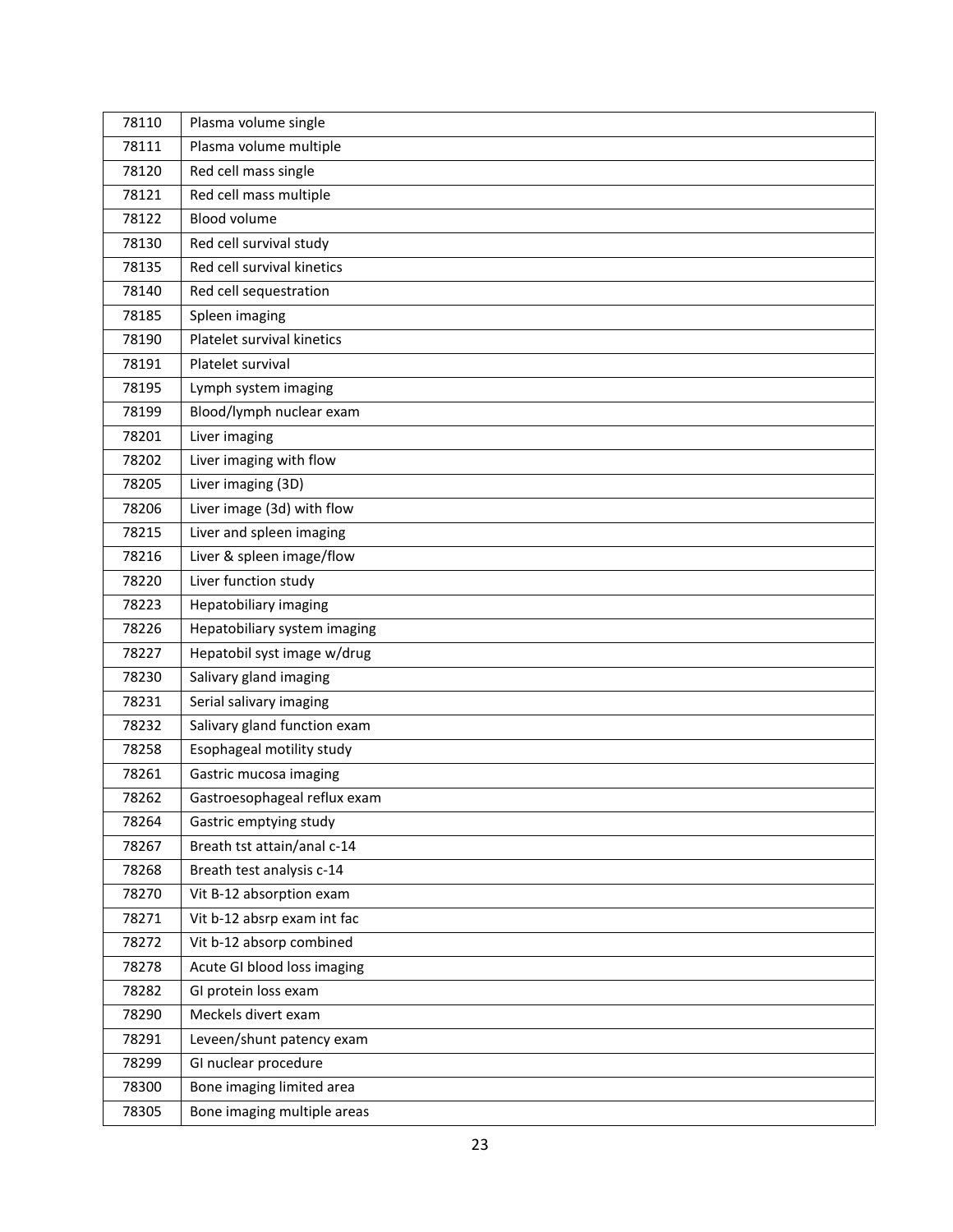| | |
|---|---|
| 78110 | Plasma volume single |
| 78111 | Plasma volume multiple |
| 78120 | Red cell mass single |
| 78121 | Red cell mass multiple |
| 78122 | Blood volume |
| 78130 | Red cell survival study |
| 78135 | Red cell survival kinetics |
| 78140 | Red cell sequestration |
| 78185 | Spleen imaging |
| 78190 | Platelet survival kinetics |
| 78191 | Platelet survival |
| 78195 | Lymph system imaging |
| 78199 | Blood/lymph nuclear exam |
| 78201 | Liver imaging |
| 78202 | Liver imaging with flow |
| 78205 | Liver imaging (3D) |
| 78206 | Liver image (3d) with flow |
| 78215 | Liver and spleen imaging |
| 78216 | Liver & spleen image/flow |
| 78220 | Liver function study |
| 78223 | Hepatobiliary imaging |
| 78226 | Hepatobiliary system imaging |
| 78227 | Hepatobil syst image w/drug |
| 78230 | Salivary gland imaging |
| 78231 | Serial salivary imaging |
| 78232 | Salivary gland function exam |
| 78258 | Esophageal motility study |
| 78261 | Gastric mucosa imaging |
| 78262 | Gastroesophageal reflux exam |
| 78264 | Gastric emptying study |
| 78267 | Breath tst attain/anal c-14 |
| 78268 | Breath test analysis c-14 |
| 78270 | Vit B-12 absorption exam |
| 78271 | Vit b-12 absrp exam int fac |
| 78272 | Vit b-12 absorp combined |
| 78278 | Acute GI blood loss imaging |
| 78282 | GI protein loss exam |
| 78290 | Meckels divert exam |
| 78291 | Leveen/shunt patency exam |
| 78299 | GI nuclear procedure |
| 78300 | Bone imaging limited area |
| 78305 | Bone imaging multiple areas |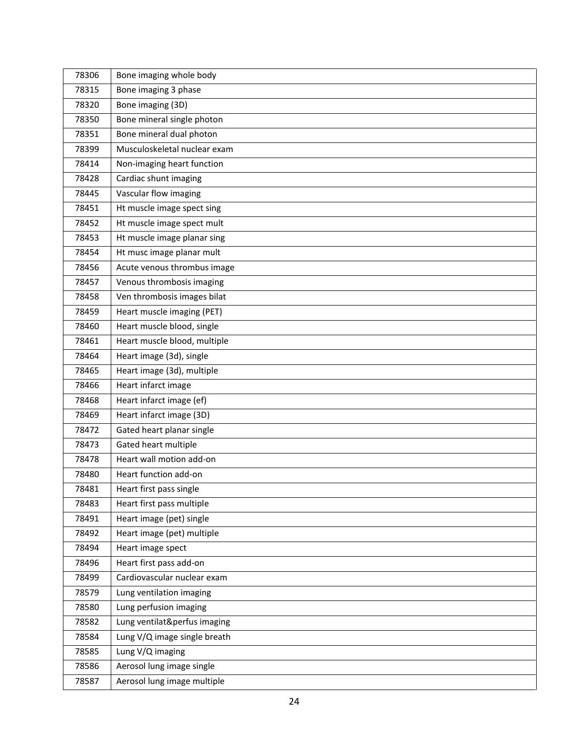| 78306 | Bone imaging whole body |
| --- | --- |
| 78315 | Bone imaging 3 phase |
| 78320 | Bone imaging (3D) |
| 78350 | Bone mineral single photon |
| 78351 | Bone mineral dual photon |
| 78399 | Musculoskeletal nuclear exam |
| 78414 | Non-imaging heart function |
| 78428 | Cardiac shunt imaging |
| 78445 | Vascular flow imaging |
| 78451 | Ht muscle image spect sing |
| 78452 | Ht muscle image spect mult |
| 78453 | Ht muscle image planar sing |
| 78454 | Ht musc image planar mult |
| 78456 | Acute venous thrombus image |
| 78457 | Venous thrombosis imaging |
| 78458 | Ven thrombosis images bilat |
| 78459 | Heart muscle imaging (PET) |
| 78460 | Heart muscle blood, single |
| 78461 | Heart muscle blood, multiple |
| 78464 | Heart image (3d), single |
| 78465 | Heart image (3d), multiple |
| 78466 | Heart infarct image |
| 78468 | Heart infarct image (ef) |
| 78469 | Heart infarct image (3D) |
| 78472 | Gated heart planar single |
| 78473 | Gated heart multiple |
| 78478 | Heart wall motion add-on |
| 78480 | Heart function add-on |
| 78481 | Heart first pass single |
| 78483 | Heart first pass multiple |
| 78491 | Heart image (pet) single |
| 78492 | Heart image (pet) multiple |
| 78494 | Heart image spect |
| 78496 | Heart first pass add-on |
| 78499 | Cardiovascular nuclear exam |
| 78579 | Lung ventilation imaging |
| 78580 | Lung perfusion imaging |
| 78582 | Lung ventilat&perfus imaging |
| 78584 | Lung V/Q image single breath |
| 78585 | Lung V/Q imaging |
| 78586 | Aerosol lung image single |
| 78587 | Aerosol lung image multiple |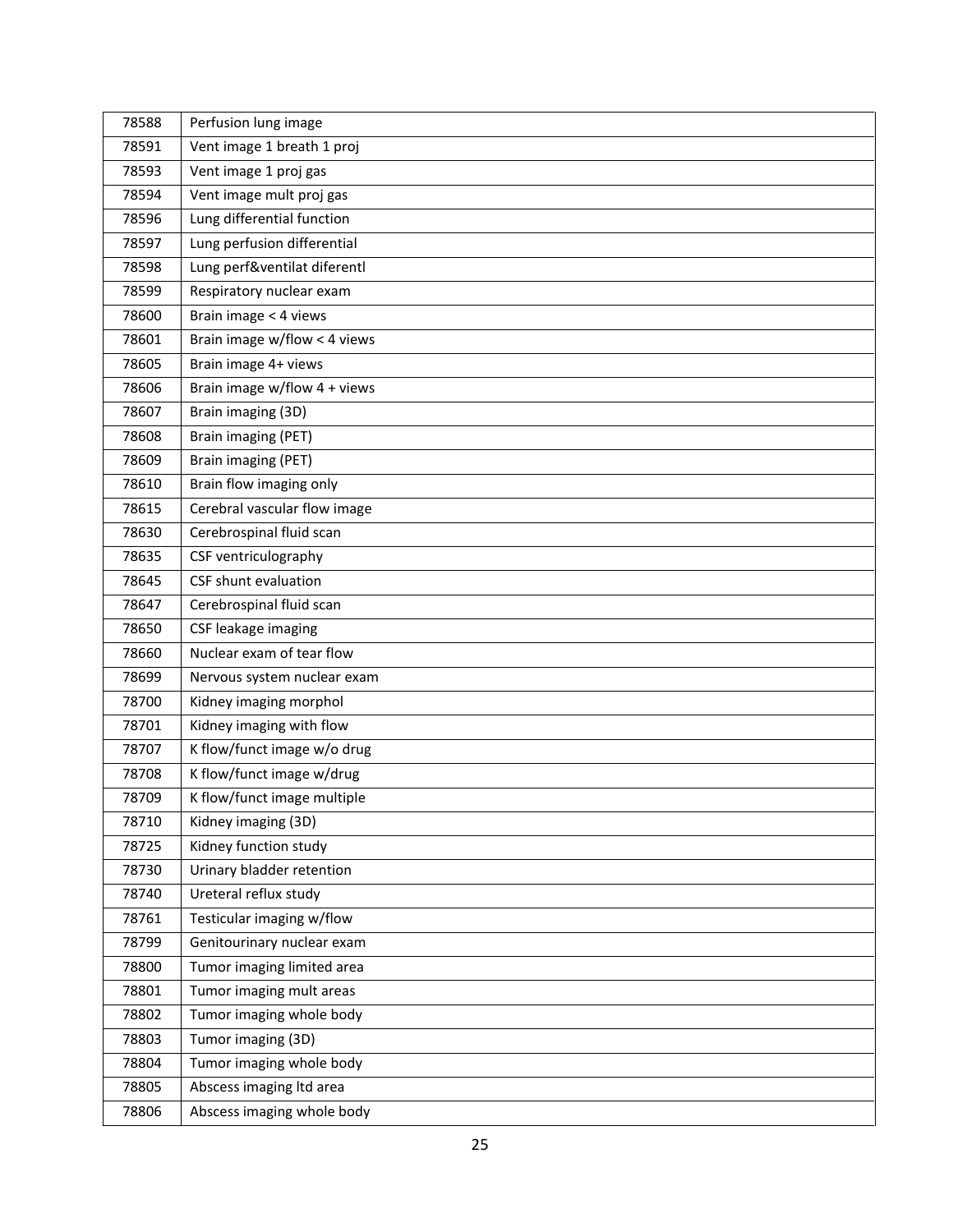| 78588 | Perfusion lung image |
| --- | --- |
| 78591 | Vent image 1 breath 1 proj |
| 78593 | Vent image 1 proj gas |
| 78594 | Vent image mult proj gas |
| 78596 | Lung differential function |
| 78597 | Lung perfusion differential |
| 78598 | Lung perf&ventilat diferentl |
| 78599 | Respiratory nuclear exam |
| 78600 | Brain image < 4 views |
| 78601 | Brain image w/flow < 4 views |
| 78605 | Brain image 4+ views |
| 78606 | Brain image w/flow 4 + views |
| 78607 | Brain imaging (3D) |
| 78608 | Brain imaging (PET) |
| 78609 | Brain imaging (PET) |
| 78610 | Brain flow imaging only |
| 78615 | Cerebral vascular flow image |
| 78630 | Cerebrospinal fluid scan |
| 78635 | CSF ventriculography |
| 78645 | CSF shunt evaluation |
| 78647 | Cerebrospinal fluid scan |
| 78650 | CSF leakage imaging |
| 78660 | Nuclear exam of tear flow |
| 78699 | Nervous system nuclear exam |
| 78700 | Kidney imaging morphol |
| 78701 | Kidney imaging with flow |
| 78707 | K flow/funct image w/o drug |
| 78708 | K flow/funct image w/drug |
| 78709 | K flow/funct image multiple |
| 78710 | Kidney imaging (3D) |
| 78725 | Kidney function study |
| 78730 | Urinary bladder retention |
| 78740 | Ureteral reflux study |
| 78761 | Testicular imaging w/flow |
| 78799 | Genitourinary nuclear exam |
| 78800 | Tumor imaging limited area |
| 78801 | Tumor imaging mult areas |
| 78802 | Tumor imaging whole body |
| 78803 | Tumor imaging (3D) |
| 78804 | Tumor imaging whole body |
| 78805 | Abscess imaging ltd area |
| 78806 | Abscess imaging whole body |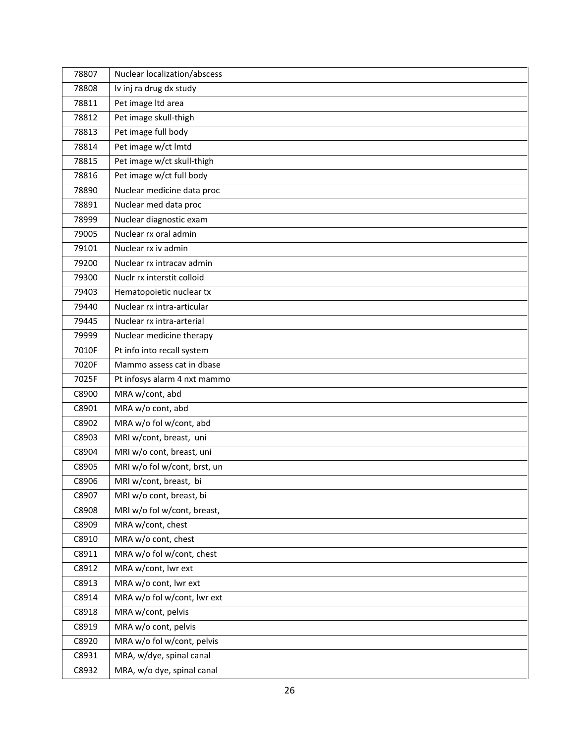| | |
|---|---|
| 78807 | Nuclear localization/abscess |
| 78808 | Iv inj ra drug dx study |
| 78811 | Pet image ltd area |
| 78812 | Pet image skull-thigh |
| 78813 | Pet image full body |
| 78814 | Pet image w/ct lmtd |
| 78815 | Pet image w/ct skull-thigh |
| 78816 | Pet image w/ct full body |
| 78890 | Nuclear medicine data proc |
| 78891 | Nuclear med data proc |
| 78999 | Nuclear diagnostic exam |
| 79005 | Nuclear rx oral admin |
| 79101 | Nuclear rx iv admin |
| 79200 | Nuclear rx intracav admin |
| 79300 | Nuclr rx interstit colloid |
| 79403 | Hematopoietic nuclear tx |
| 79440 | Nuclear rx intra-articular |
| 79445 | Nuclear rx intra-arterial |
| 79999 | Nuclear medicine therapy |
| 7010F | Pt info into recall system |
| 7020F | Mammo assess cat in dbase |
| 7025F | Pt infosys alarm 4 nxt mammo |
| C8900 | MRA w/cont, abd |
| C8901 | MRA w/o cont, abd |
| C8902 | MRA w/o fol w/cont, abd |
| C8903 | MRI w/cont, breast, uni |
| C8904 | MRI w/o cont, breast, uni |
| C8905 | MRI w/o fol w/cont, brst, un |
| C8906 | MRI w/cont, breast, bi |
| C8907 | MRI w/o cont, breast, bi |
| C8908 | MRI w/o fol w/cont, breast, |
| C8909 | MRA w/cont, chest |
| C8910 | MRA w/o cont, chest |
| C8911 | MRA w/o fol w/cont, chest |
| C8912 | MRA w/cont, lwr ext |
| C8913 | MRA w/o cont, lwr ext |
| C8914 | MRA w/o fol w/cont, lwr ext |
| C8918 | MRA w/cont, pelvis |
| C8919 | MRA w/o cont, pelvis |
| C8920 | MRA w/o fol w/cont, pelvis |
| C8931 | MRA, w/dye, spinal canal |
| C8932 | MRA, w/o dye, spinal canal |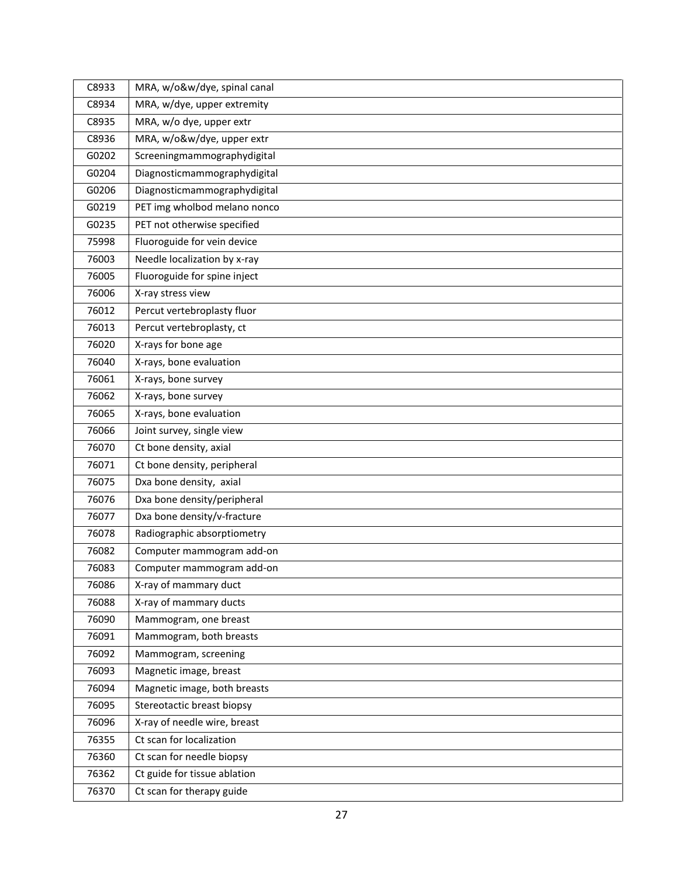| | |
|---|---|
| C8933 | MRA, w/o&w/dye, spinal canal |
| C8934 | MRA, w/dye, upper extremity |
| C8935 | MRA, w/o dye, upper extr |
| C8936 | MRA, w/o&w/dye, upper extr |
| G0202 | Screeningmammographydigital |
| G0204 | Diagnosticmammographydigital |
| G0206 | Diagnosticmammographydigital |
| G0219 | PET img wholbod melano nonco |
| G0235 | PET not otherwise specified |
| 75998 | Fluoroguide for vein device |
| 76003 | Needle localization by x-ray |
| 76005 | Fluoroguide for spine inject |
| 76006 | X-ray stress view |
| 76012 | Percut vertebroplasty fluor |
| 76013 | Percut vertebroplasty, ct |
| 76020 | X-rays for bone age |
| 76040 | X-rays, bone evaluation |
| 76061 | X-rays, bone survey |
| 76062 | X-rays, bone survey |
| 76065 | X-rays, bone evaluation |
| 76066 | Joint survey, single view |
| 76070 | Ct bone density, axial |
| 76071 | Ct bone density, peripheral |
| 76075 | Dxa bone density,  axial |
| 76076 | Dxa bone density/peripheral |
| 76077 | Dxa bone density/v-fracture |
| 76078 | Radiographic absorptiometry |
| 76082 | Computer mammogram add-on |
| 76083 | Computer mammogram add-on |
| 76086 | X-ray of mammary duct |
| 76088 | X-ray of mammary ducts |
| 76090 | Mammogram, one breast |
| 76091 | Mammogram, both breasts |
| 76092 | Mammogram, screening |
| 76093 | Magnetic image, breast |
| 76094 | Magnetic image, both breasts |
| 76095 | Stereotactic breast biopsy |
| 76096 | X-ray of needle wire, breast |
| 76355 | Ct scan for localization |
| 76360 | Ct scan for needle biopsy |
| 76362 | Ct guide for tissue ablation |
| 76370 | Ct scan for therapy guide |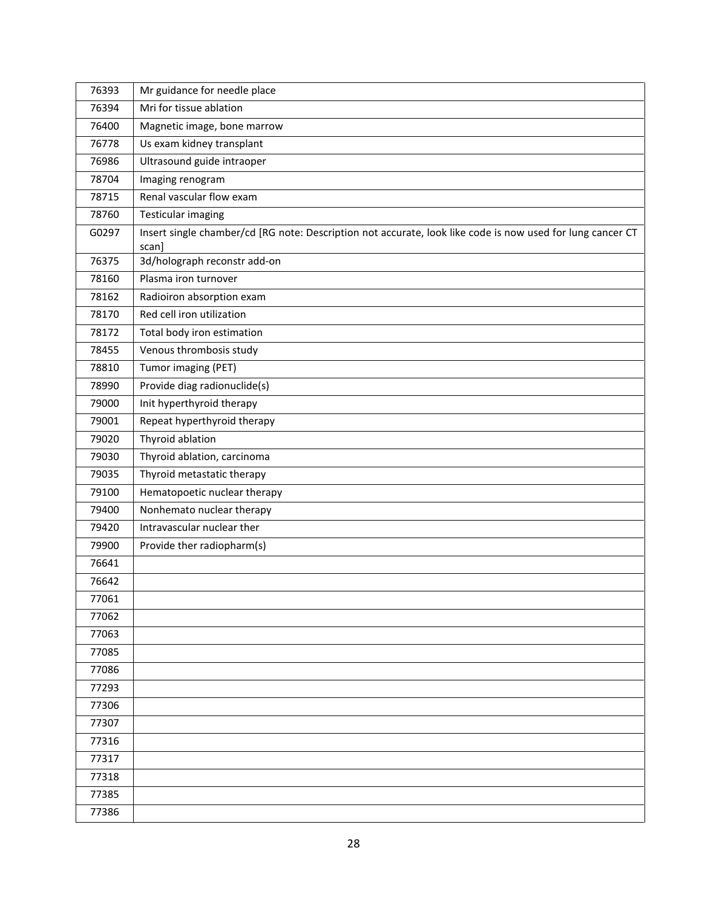| | |
|---|---|
| 76393 | Mr guidance for needle place |
| 76394 | Mri for tissue ablation |
| 76400 | Magnetic image, bone marrow |
| 76778 | Us exam kidney transplant |
| 76986 | Ultrasound guide intraoper |
| 78704 | Imaging renogram |
| 78715 | Renal vascular flow exam |
| 78760 | Testicular imaging |
| G0297 | Insert single chamber/cd [RG note: Description not accurate, look like code is now used for lung cancer CT scan] |
| 76375 | 3d/holograph reconstr add-on |
| 78160 | Plasma iron turnover |
| 78162 | Radioiron absorption exam |
| 78170 | Red cell iron utilization |
| 78172 | Total body iron estimation |
| 78455 | Venous thrombosis study |
| 78810 | Tumor imaging (PET) |
| 78990 | Provide diag radionuclide(s) |
| 79000 | Init hyperthyroid therapy |
| 79001 | Repeat hyperthyroid therapy |
| 79020 | Thyroid ablation |
| 79030 | Thyroid ablation, carcinoma |
| 79035 | Thyroid metastatic therapy |
| 79100 | Hematopoetic nuclear therapy |
| 79400 | Nonhemato nuclear therapy |
| 79420 | Intravascular nuclear ther |
| 79900 | Provide ther radiopharm(s) |
| 76641 | |
| 76642 | |
| 77061 | |
| 77062 | |
| 77063 | |
| 77085 | |
| 77086 | |
| 77293 | |
| 77306 | |
| 77307 | |
| 77316 | |
| 77317 | |
| 77318 | |
| 77385 | |
| 77386 | |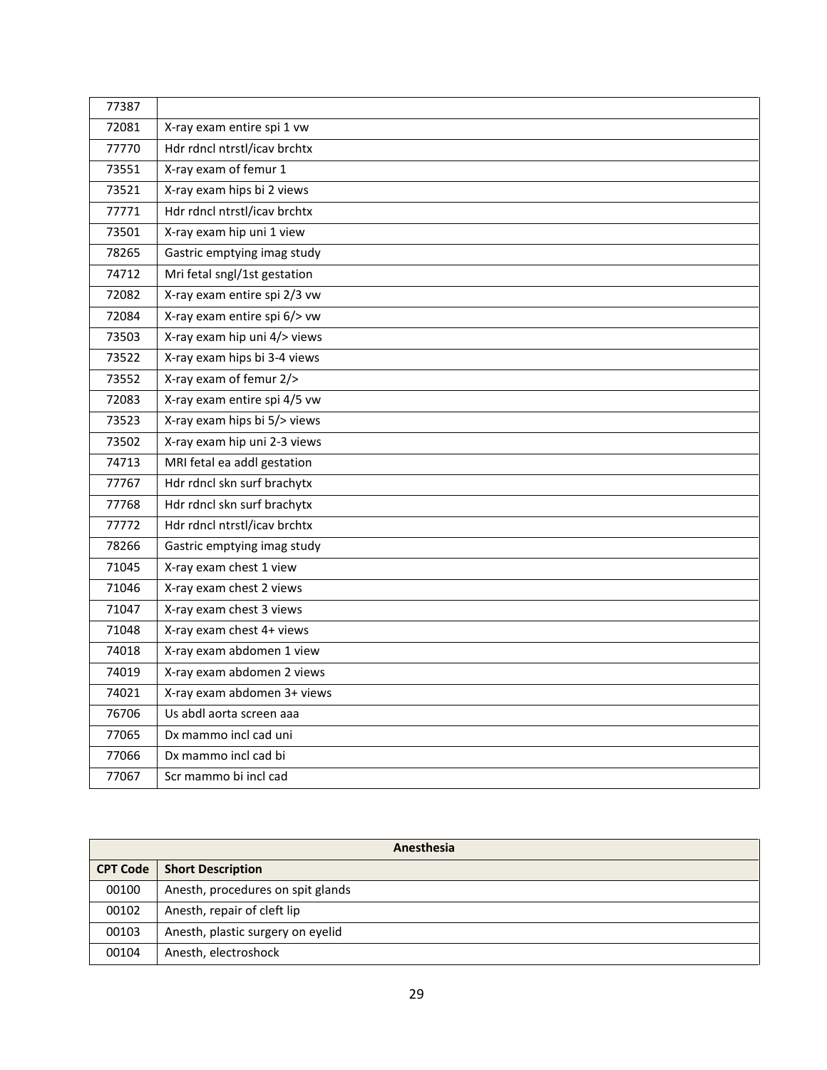| | |
|---|---|
| 77387 | |
| 72081 | X-ray exam entire spi 1 vw |
| 77770 | Hdr rdncl ntrstl/icav brchtx |
| 73551 | X-ray exam of femur 1 |
| 73521 | X-ray exam hips bi 2 views |
| 77771 | Hdr rdncl ntrstl/icav brchtx |
| 73501 | X-ray exam hip uni 1 view |
| 78265 | Gastric emptying imag study |
| 74712 | Mri fetal sngl/1st gestation |
| 72082 | X-ray exam entire spi 2/3 vw |
| 72084 | X-ray exam entire spi 6/> vw |
| 73503 | X-ray exam hip uni 4/> views |
| 73522 | X-ray exam hips bi 3-4 views |
| 73552 | X-ray exam of femur 2/> |
| 72083 | X-ray exam entire spi 4/5 vw |
| 73523 | X-ray exam hips bi 5/> views |
| 73502 | X-ray exam hip uni 2-3 views |
| 74713 | MRI fetal ea addl gestation |
| 77767 | Hdr rdncl skn surf brachytx |
| 77768 | Hdr rdncl skn surf brachytx |
| 77772 | Hdr rdncl ntrstl/icav brchtx |
| 78266 | Gastric emptying imag study |
| 71045 | X-ray exam chest 1 view |
| 71046 | X-ray exam chest 2 views |
| 71047 | X-ray exam chest 3 views |
| 71048 | X-ray exam chest 4+ views |
| 74018 | X-ray exam abdomen 1 view |
| 74019 | X-ray exam abdomen 2 views |
| 74021 | X-ray exam abdomen 3+ views |
| 76706 | Us abdl aorta screen aaa |
| 77065 | Dx mammo incl cad uni |
| 77066 | Dx mammo incl cad bi |
| 77067 | Scr mammo bi incl cad |

| **Anesthesia** | |
|---|---|
| **CPT Code** | **Short Description** |
| 00100 | Anesth, procedures on spit glands |
| 00102 | Anesth, repair of cleft lip |
| 00103 | Anesth, plastic surgery on eyelid |
| 00104 | Anesth, electroshock |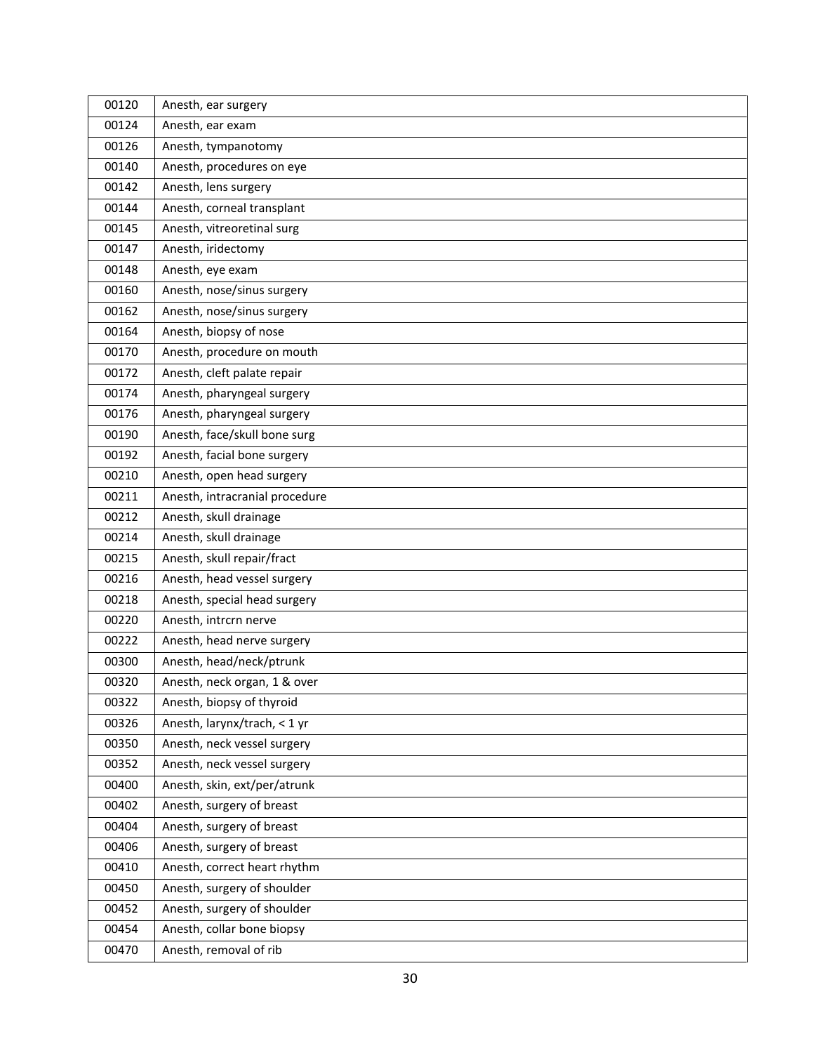| 00120 | Anesth, ear surgery |
|---|---|
| 00124 | Anesth, ear exam |
| 00126 | Anesth, tympanotomy |
| 00140 | Anesth, procedures on eye |
| 00142 | Anesth, lens surgery |
| 00144 | Anesth, corneal transplant |
| 00145 | Anesth, vitreoretinal surg |
| 00147 | Anesth, iridectomy |
| 00148 | Anesth, eye exam |
| 00160 | Anesth, nose/sinus surgery |
| 00162 | Anesth, nose/sinus surgery |
| 00164 | Anesth, biopsy of nose |
| 00170 | Anesth, procedure on mouth |
| 00172 | Anesth, cleft palate repair |
| 00174 | Anesth, pharyngeal surgery |
| 00176 | Anesth, pharyngeal surgery |
| 00190 | Anesth, face/skull bone surg |
| 00192 | Anesth, facial bone surgery |
| 00210 | Anesth, open head surgery |
| 00211 | Anesth, intracranial procedure |
| 00212 | Anesth, skull drainage |
| 00214 | Anesth, skull drainage |
| 00215 | Anesth, skull repair/fract |
| 00216 | Anesth, head vessel surgery |
| 00218 | Anesth, special head surgery |
| 00220 | Anesth, intrcrn nerve |
| 00222 | Anesth, head nerve surgery |
| 00300 | Anesth, head/neck/ptrunk |
| 00320 | Anesth, neck organ, 1 & over |
| 00322 | Anesth, biopsy of thyroid |
| 00326 | Anesth, larynx/trach, < 1 yr |
| 00350 | Anesth, neck vessel surgery |
| 00352 | Anesth, neck vessel surgery |
| 00400 | Anesth, skin, ext/per/atrunk |
| 00402 | Anesth, surgery of breast |
| 00404 | Anesth, surgery of breast |
| 00406 | Anesth, surgery of breast |
| 00410 | Anesth, correct heart rhythm |
| 00450 | Anesth, surgery of shoulder |
| 00452 | Anesth, surgery of shoulder |
| 00454 | Anesth, collar bone biopsy |
| 00470 | Anesth, removal of rib |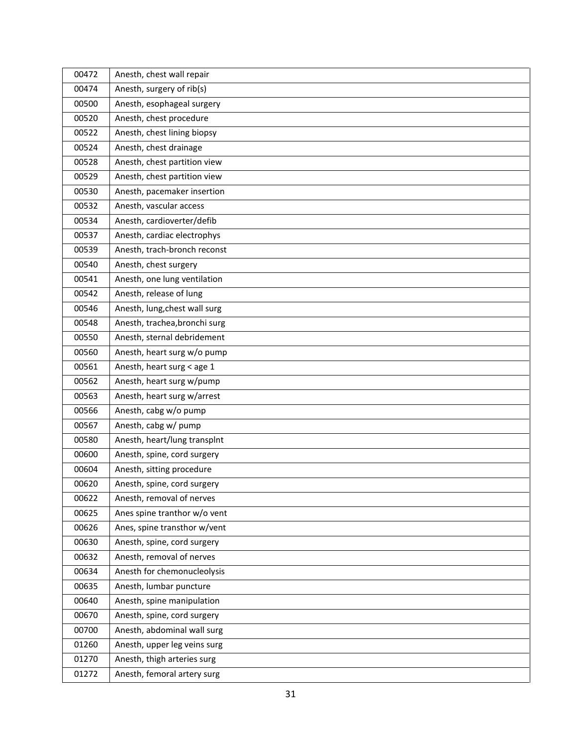| 00472 | Anesth, chest wall repair |
|---|---|
| 00474 | Anesth, surgery of rib(s) |
| 00500 | Anesth, esophageal surgery |
| 00520 | Anesth, chest procedure |
| 00522 | Anesth, chest lining biopsy |
| 00524 | Anesth, chest drainage |
| 00528 | Anesth, chest partition view |
| 00529 | Anesth, chest partition view |
| 00530 | Anesth, pacemaker insertion |
| 00532 | Anesth, vascular access |
| 00534 | Anesth, cardioverter/defib |
| 00537 | Anesth, cardiac electrophys |
| 00539 | Anesth, trach-bronch reconst |
| 00540 | Anesth, chest surgery |
| 00541 | Anesth, one lung ventilation |
| 00542 | Anesth, release of lung |
| 00546 | Anesth, lung,chest wall surg |
| 00548 | Anesth, trachea,bronchi surg |
| 00550 | Anesth, sternal debridement |
| 00560 | Anesth, heart surg w/o pump |
| 00561 | Anesth, heart surg < age 1 |
| 00562 | Anesth, heart surg w/pump |
| 00563 | Anesth, heart surg w/arrest |
| 00566 | Anesth, cabg w/o pump |
| 00567 | Anesth, cabg w/ pump |
| 00580 | Anesth, heart/lung transplnt |
| 00600 | Anesth, spine, cord surgery |
| 00604 | Anesth, sitting procedure |
| 00620 | Anesth, spine, cord surgery |
| 00622 | Anesth, removal of nerves |
| 00625 | Anes spine tranthor w/o vent |
| 00626 | Anes, spine transthor w/vent |
| 00630 | Anesth, spine, cord surgery |
| 00632 | Anesth, removal of nerves |
| 00634 | Anesth for chemonucleolysis |
| 00635 | Anesth, lumbar puncture |
| 00640 | Anesth, spine manipulation |
| 00670 | Anesth, spine, cord surgery |
| 00700 | Anesth, abdominal wall surg |
| 01260 | Anesth, upper leg veins surg |
| 01270 | Anesth, thigh arteries surg |
| 01272 | Anesth, femoral artery surg |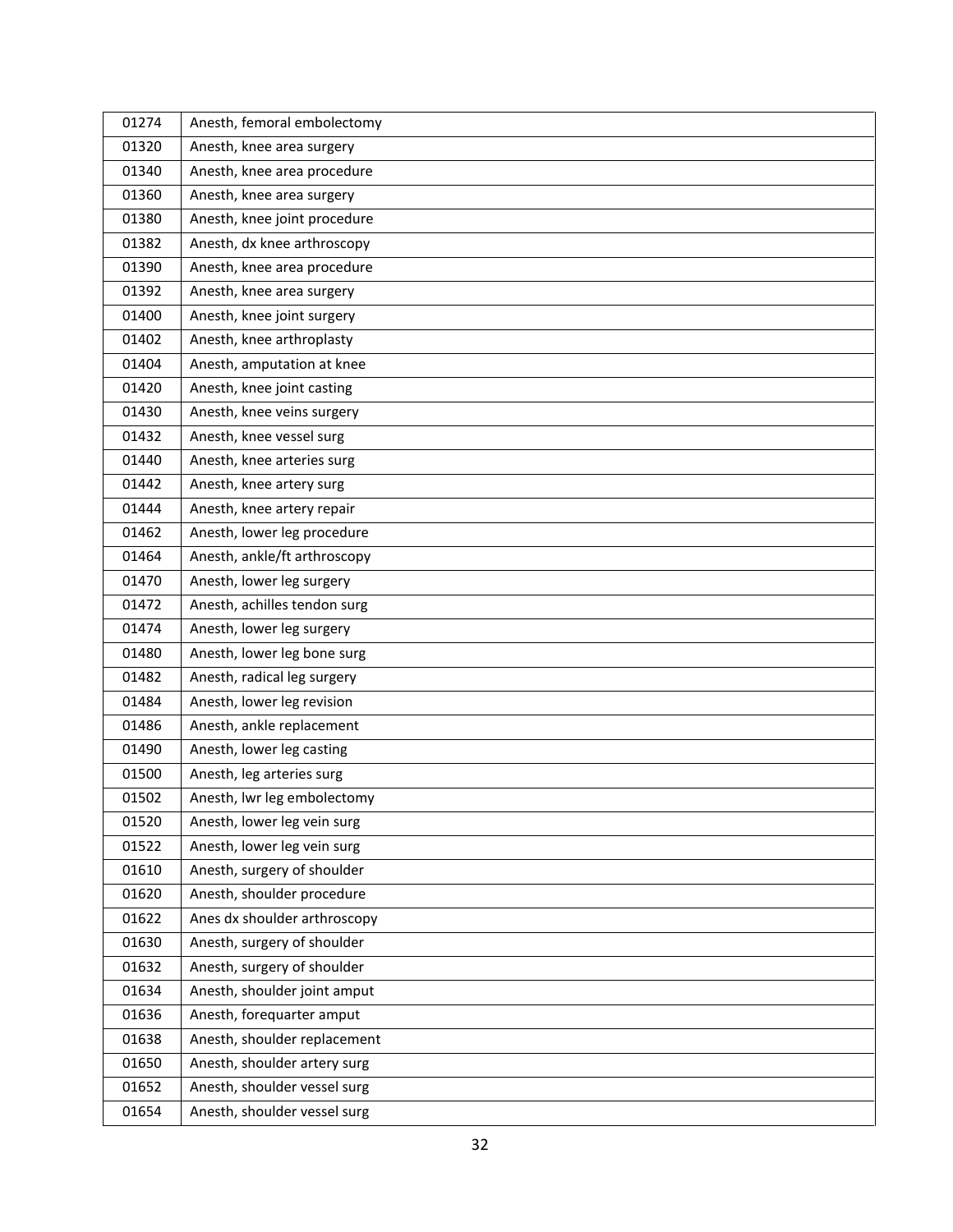| 01274 | Anesth, femoral embolectomy |
|---|---|
| 01320 | Anesth, knee area surgery |
| 01340 | Anesth, knee area procedure |
| 01360 | Anesth, knee area surgery |
| 01380 | Anesth, knee joint procedure |
| 01382 | Anesth, dx knee arthroscopy |
| 01390 | Anesth, knee area procedure |
| 01392 | Anesth, knee area surgery |
| 01400 | Anesth, knee joint surgery |
| 01402 | Anesth, knee arthroplasty |
| 01404 | Anesth, amputation at knee |
| 01420 | Anesth, knee joint casting |
| 01430 | Anesth, knee veins surgery |
| 01432 | Anesth, knee vessel surg |
| 01440 | Anesth, knee arteries surg |
| 01442 | Anesth, knee artery surg |
| 01444 | Anesth, knee artery repair |
| 01462 | Anesth, lower leg procedure |
| 01464 | Anesth, ankle/ft arthroscopy |
| 01470 | Anesth, lower leg surgery |
| 01472 | Anesth, achilles tendon surg |
| 01474 | Anesth, lower leg surgery |
| 01480 | Anesth, lower leg bone surg |
| 01482 | Anesth, radical leg surgery |
| 01484 | Anesth, lower leg revision |
| 01486 | Anesth, ankle replacement |
| 01490 | Anesth, lower leg casting |
| 01500 | Anesth, leg arteries surg |
| 01502 | Anesth, lwr leg embolectomy |
| 01520 | Anesth, lower leg vein surg |
| 01522 | Anesth, lower leg vein surg |
| 01610 | Anesth, surgery of shoulder |
| 01620 | Anesth, shoulder procedure |
| 01622 | Anes dx shoulder arthroscopy |
| 01630 | Anesth, surgery of shoulder |
| 01632 | Anesth, surgery of shoulder |
| 01634 | Anesth, shoulder joint amput |
| 01636 | Anesth, forequarter amput |
| 01638 | Anesth, shoulder replacement |
| 01650 | Anesth, shoulder artery surg |
| 01652 | Anesth, shoulder vessel surg |
| 01654 | Anesth, shoulder vessel surg |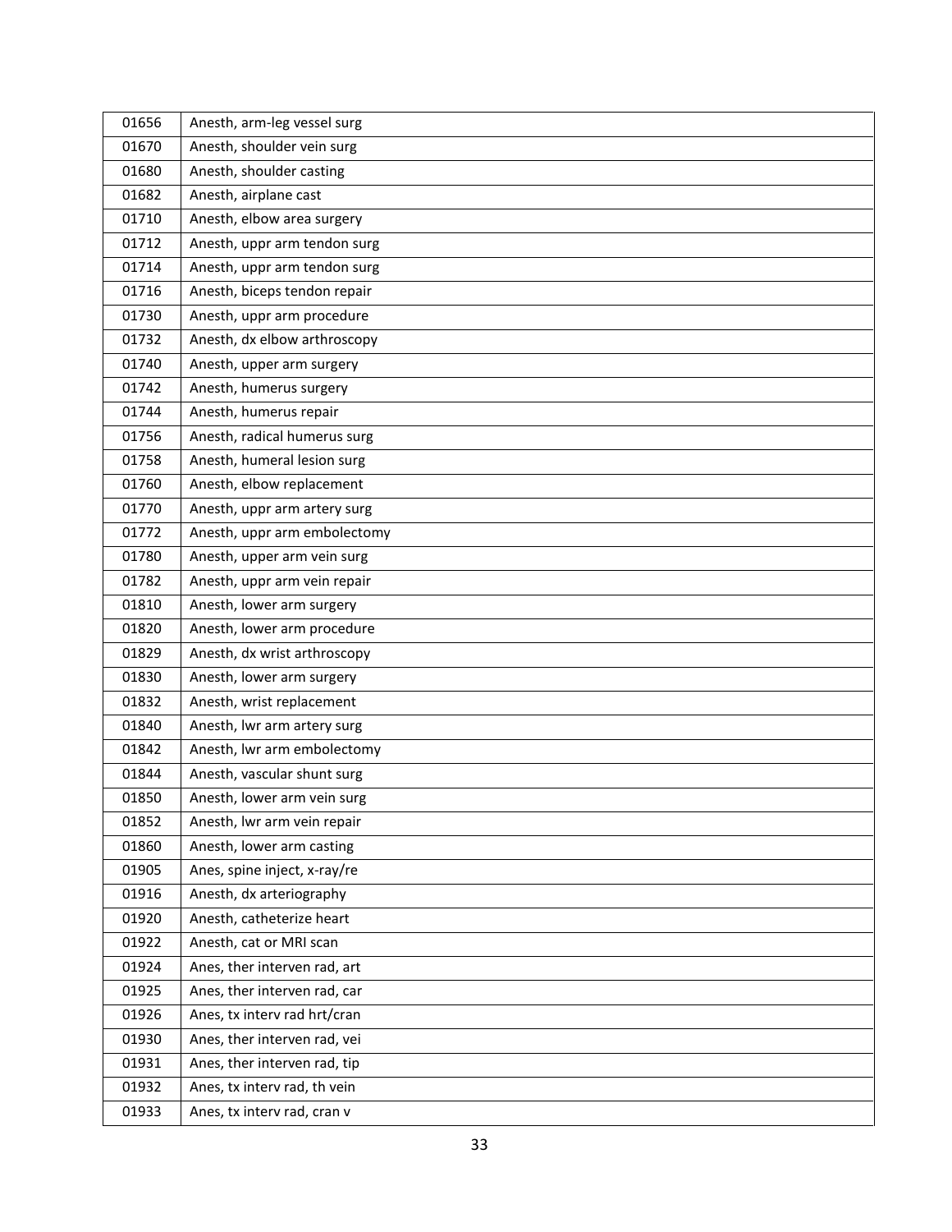| 01656 | Anesth, arm-leg vessel surg |
|---|---|
| 01670 | Anesth, shoulder vein surg |
| 01680 | Anesth, shoulder casting |
| 01682 | Anesth, airplane cast |
| 01710 | Anesth, elbow area surgery |
| 01712 | Anesth, uppr arm tendon surg |
| 01714 | Anesth, uppr arm tendon surg |
| 01716 | Anesth, biceps tendon repair |
| 01730 | Anesth, uppr arm procedure |
| 01732 | Anesth, dx elbow arthroscopy |
| 01740 | Anesth, upper arm surgery |
| 01742 | Anesth, humerus surgery |
| 01744 | Anesth, humerus repair |
| 01756 | Anesth, radical humerus surg |
| 01758 | Anesth, humeral lesion surg |
| 01760 | Anesth, elbow replacement |
| 01770 | Anesth, uppr arm artery surg |
| 01772 | Anesth, uppr arm embolectomy |
| 01780 | Anesth, upper arm vein surg |
| 01782 | Anesth, uppr arm vein repair |
| 01810 | Anesth, lower arm surgery |
| 01820 | Anesth, lower arm procedure |
| 01829 | Anesth, dx wrist arthroscopy |
| 01830 | Anesth, lower arm surgery |
| 01832 | Anesth, wrist replacement |
| 01840 | Anesth, lwr arm artery surg |
| 01842 | Anesth, lwr arm embolectomy |
| 01844 | Anesth, vascular shunt surg |
| 01850 | Anesth, lower arm vein surg |
| 01852 | Anesth, lwr arm vein repair |
| 01860 | Anesth, lower arm casting |
| 01905 | Anes, spine inject, x-ray/re |
| 01916 | Anesth, dx arteriography |
| 01920 | Anesth, catheterize heart |
| 01922 | Anesth, cat or MRI scan |
| 01924 | Anes, ther interven rad, art |
| 01925 | Anes, ther interven rad, car |
| 01926 | Anes, tx interv rad hrt/cran |
| 01930 | Anes, ther interven rad, vei |
| 01931 | Anes, ther interven rad, tip |
| 01932 | Anes, tx interv rad, th vein |
| 01933 | Anes, tx interv rad, cran v |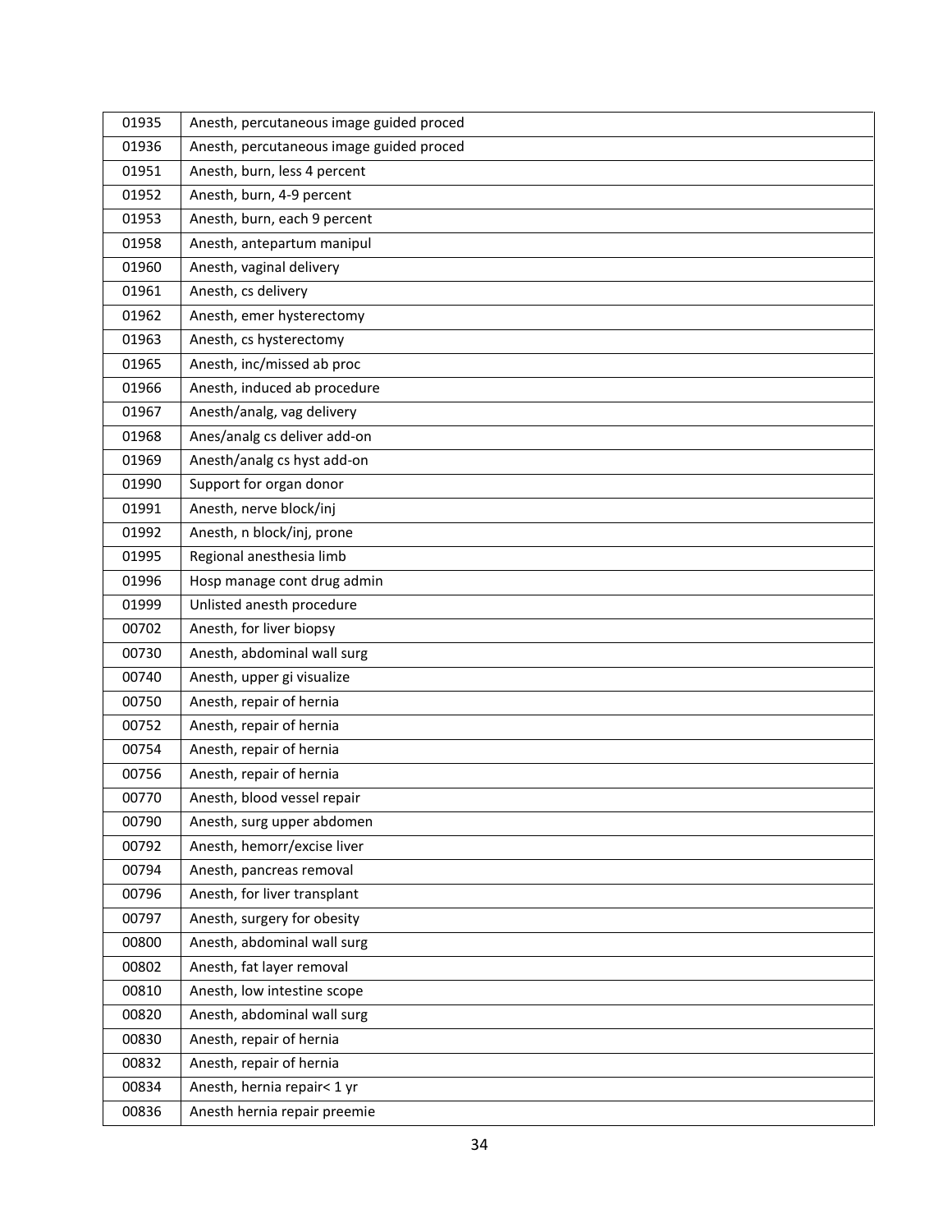| 01935 | Anesth, percutaneous image guided proced |
|---|---|
| 01936 | Anesth, percutaneous image guided proced |
| 01951 | Anesth, burn, less 4 percent |
| 01952 | Anesth, burn, 4-9 percent |
| 01953 | Anesth, burn, each 9 percent |
| 01958 | Anesth, antepartum manipul |
| 01960 | Anesth, vaginal delivery |
| 01961 | Anesth, cs delivery |
| 01962 | Anesth, emer hysterectomy |
| 01963 | Anesth, cs hysterectomy |
| 01965 | Anesth, inc/missed ab proc |
| 01966 | Anesth, induced ab procedure |
| 01967 | Anesth/analg, vag delivery |
| 01968 | Anes/analg cs deliver add-on |
| 01969 | Anesth/analg cs hyst add-on |
| 01990 | Support for organ donor |
| 01991 | Anesth, nerve block/inj |
| 01992 | Anesth, n block/inj, prone |
| 01995 | Regional anesthesia limb |
| 01996 | Hosp manage cont drug admin |
| 01999 | Unlisted anesth procedure |
| 00702 | Anesth, for liver biopsy |
| 00730 | Anesth, abdominal wall surg |
| 00740 | Anesth, upper gi visualize |
| 00750 | Anesth, repair of hernia |
| 00752 | Anesth, repair of hernia |
| 00754 | Anesth, repair of hernia |
| 00756 | Anesth, repair of hernia |
| 00770 | Anesth, blood vessel repair |
| 00790 | Anesth, surg upper abdomen |
| 00792 | Anesth, hemorr/excise liver |
| 00794 | Anesth, pancreas removal |
| 00796 | Anesth, for liver transplant |
| 00797 | Anesth, surgery for obesity |
| 00800 | Anesth, abdominal wall surg |
| 00802 | Anesth, fat layer removal |
| 00810 | Anesth, low intestine scope |
| 00820 | Anesth, abdominal wall surg |
| 00830 | Anesth, repair of hernia |
| 00832 | Anesth, repair of hernia |
| 00834 | Anesth, hernia repair< 1 yr |
| 00836 | Anesth hernia repair preemie |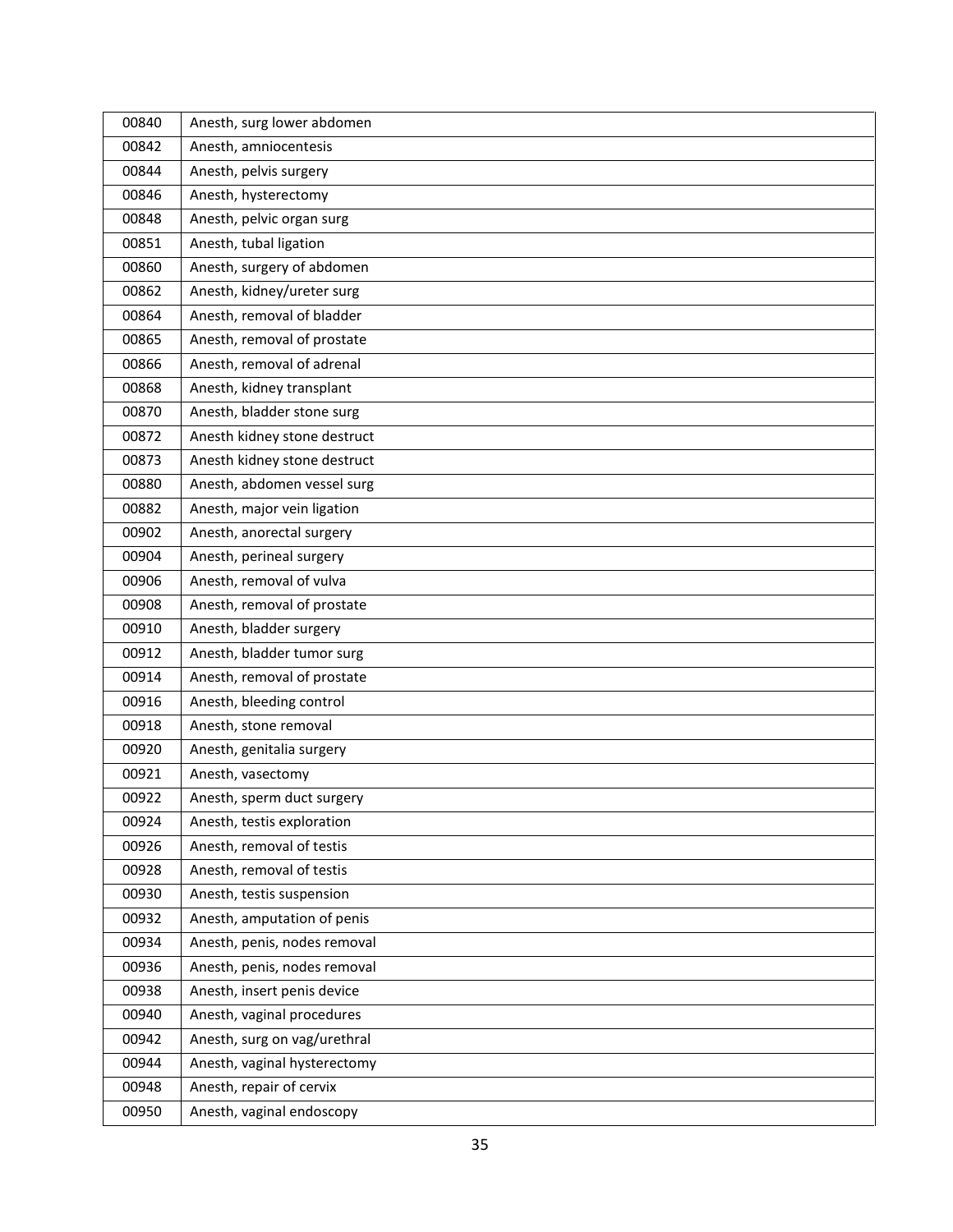| 00840 | Anesth, surg lower abdomen |
|---|---|
| 00842 | Anesth, amniocentesis |
| 00844 | Anesth, pelvis surgery |
| 00846 | Anesth, hysterectomy |
| 00848 | Anesth, pelvic organ surg |
| 00851 | Anesth, tubal ligation |
| 00860 | Anesth, surgery of abdomen |
| 00862 | Anesth, kidney/ureter surg |
| 00864 | Anesth, removal of bladder |
| 00865 | Anesth, removal of prostate |
| 00866 | Anesth, removal of adrenal |
| 00868 | Anesth, kidney transplant |
| 00870 | Anesth, bladder stone surg |
| 00872 | Anesth kidney stone destruct |
| 00873 | Anesth kidney stone destruct |
| 00880 | Anesth, abdomen vessel surg |
| 00882 | Anesth, major vein ligation |
| 00902 | Anesth, anorectal surgery |
| 00904 | Anesth, perineal surgery |
| 00906 | Anesth, removal of vulva |
| 00908 | Anesth, removal of prostate |
| 00910 | Anesth, bladder surgery |
| 00912 | Anesth, bladder tumor surg |
| 00914 | Anesth, removal of prostate |
| 00916 | Anesth, bleeding control |
| 00918 | Anesth, stone removal |
| 00920 | Anesth, genitalia surgery |
| 00921 | Anesth, vasectomy |
| 00922 | Anesth, sperm duct surgery |
| 00924 | Anesth, testis exploration |
| 00926 | Anesth, removal of testis |
| 00928 | Anesth, removal of testis |
| 00930 | Anesth, testis suspension |
| 00932 | Anesth, amputation of penis |
| 00934 | Anesth, penis, nodes removal |
| 00936 | Anesth, penis, nodes removal |
| 00938 | Anesth, insert penis device |
| 00940 | Anesth, vaginal procedures |
| 00942 | Anesth, surg on vag/urethral |
| 00944 | Anesth, vaginal hysterectomy |
| 00948 | Anesth, repair of cervix |
| 00950 | Anesth, vaginal endoscopy |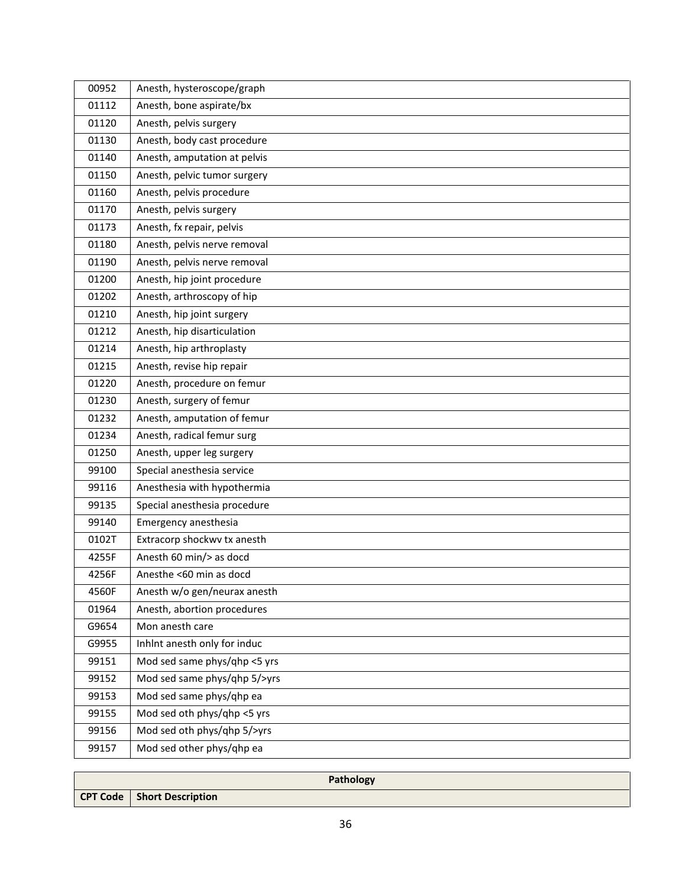| | |
|---|---|
| 00952 | Anesth, hysteroscope/graph |
| 01112 | Anesth, bone aspirate/bx |
| 01120 | Anesth, pelvis surgery |
| 01130 | Anesth, body cast procedure |
| 01140 | Anesth, amputation at pelvis |
| 01150 | Anesth, pelvic tumor surgery |
| 01160 | Anesth, pelvis procedure |
| 01170 | Anesth, pelvis surgery |
| 01173 | Anesth, fx repair, pelvis |
| 01180 | Anesth, pelvis nerve removal |
| 01190 | Anesth, pelvis nerve removal |
| 01200 | Anesth, hip joint procedure |
| 01202 | Anesth, arthroscopy of hip |
| 01210 | Anesth, hip joint surgery |
| 01212 | Anesth, hip disarticulation |
| 01214 | Anesth, hip arthroplasty |
| 01215 | Anesth, revise hip repair |
| 01220 | Anesth, procedure on femur |
| 01230 | Anesth, surgery of femur |
| 01232 | Anesth, amputation of femur |
| 01234 | Anesth, radical femur surg |
| 01250 | Anesth, upper leg surgery |
| 99100 | Special anesthesia service |
| 99116 | Anesthesia with hypothermia |
| 99135 | Special anesthesia procedure |
| 99140 | Emergency anesthesia |
| 0102T | Extracorp shockwv tx anesth |
| 4255F | Anesth 60 min/> as docd |
| 4256F | Anesthe <60 min as docd |
| 4560F | Anesth w/o gen/neurax anesth |
| 01964 | Anesth, abortion procedures |
| G9654 | Mon anesth care |
| G9955 | Inhlnt anesth only for induc |
| 99151 | Mod sed same phys/qhp <5 yrs |
| 99152 | Mod sed same phys/qhp 5/>yrs |
| 99153 | Mod sed same phys/qhp ea |
| 99155 | Mod sed oth phys/qhp <5 yrs |
| 99156 | Mod sed oth phys/qhp 5/>yrs |
| 99157 | Mod sed other phys/qhp ea |

| Pathology | |
|---|---|
| **CPT Code** | **Short Description** |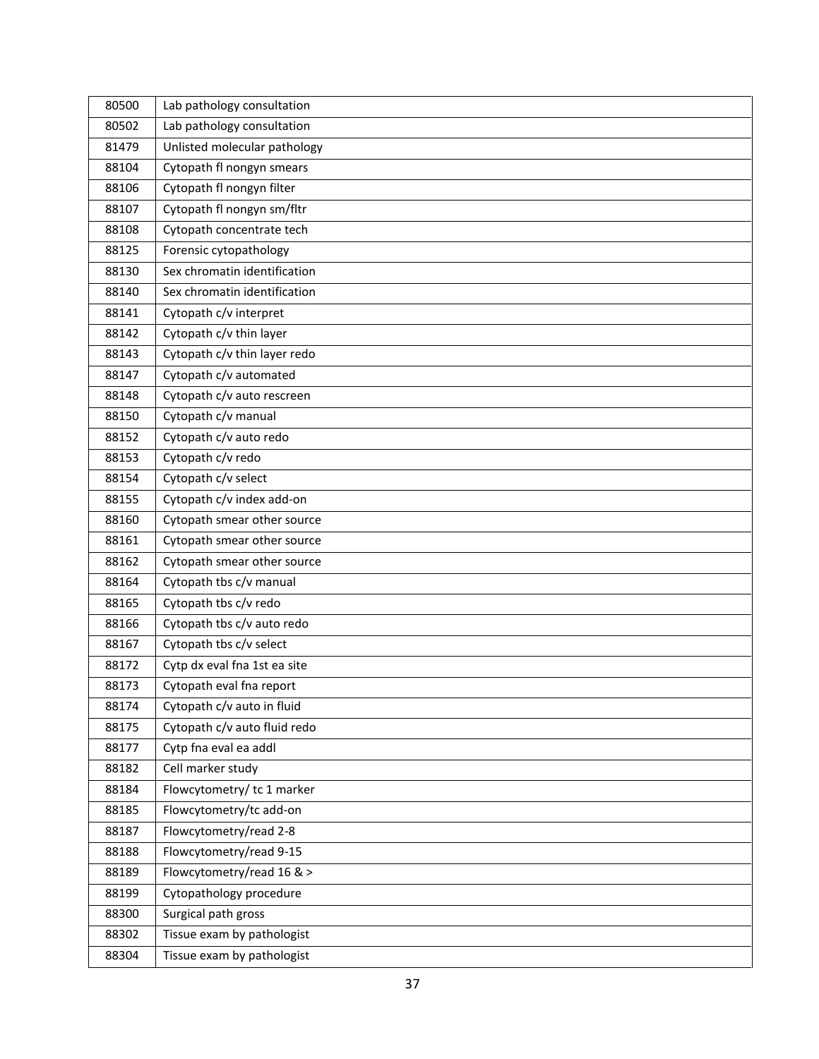| 80500 | Lab pathology consultation |
|---|---|
| 80502 | Lab pathology consultation |
| 81479 | Unlisted molecular pathology |
| 88104 | Cytopath fl nongyn smears |
| 88106 | Cytopath fl nongyn filter |
| 88107 | Cytopath fl nongyn sm/fltr |
| 88108 | Cytopath concentrate tech |
| 88125 | Forensic cytopathology |
| 88130 | Sex chromatin identification |
| 88140 | Sex chromatin identification |
| 88141 | Cytopath c/v interpret |
| 88142 | Cytopath c/v thin layer |
| 88143 | Cytopath c/v thin layer redo |
| 88147 | Cytopath c/v automated |
| 88148 | Cytopath c/v auto rescreen |
| 88150 | Cytopath c/v manual |
| 88152 | Cytopath c/v auto redo |
| 88153 | Cytopath c/v redo |
| 88154 | Cytopath c/v select |
| 88155 | Cytopath c/v index add-on |
| 88160 | Cytopath smear other source |
| 88161 | Cytopath smear other source |
| 88162 | Cytopath smear other source |
| 88164 | Cytopath tbs c/v manual |
| 88165 | Cytopath tbs c/v redo |
| 88166 | Cytopath tbs c/v auto redo |
| 88167 | Cytopath tbs c/v select |
| 88172 | Cytp dx eval fna 1st ea site |
| 88173 | Cytopath eval fna report |
| 88174 | Cytopath c/v auto in fluid |
| 88175 | Cytopath c/v auto fluid redo |
| 88177 | Cytp fna eval ea addl |
| 88182 | Cell marker study |
| 88184 | Flowcytometry/ tc 1 marker |
| 88185 | Flowcytometry/tc add-on |
| 88187 | Flowcytometry/read 2-8 |
| 88188 | Flowcytometry/read 9-15 |
| 88189 | Flowcytometry/read 16 & > |
| 88199 | Cytopathology procedure |
| 88300 | Surgical path gross |
| 88302 | Tissue exam by pathologist |
| 88304 | Tissue exam by pathologist |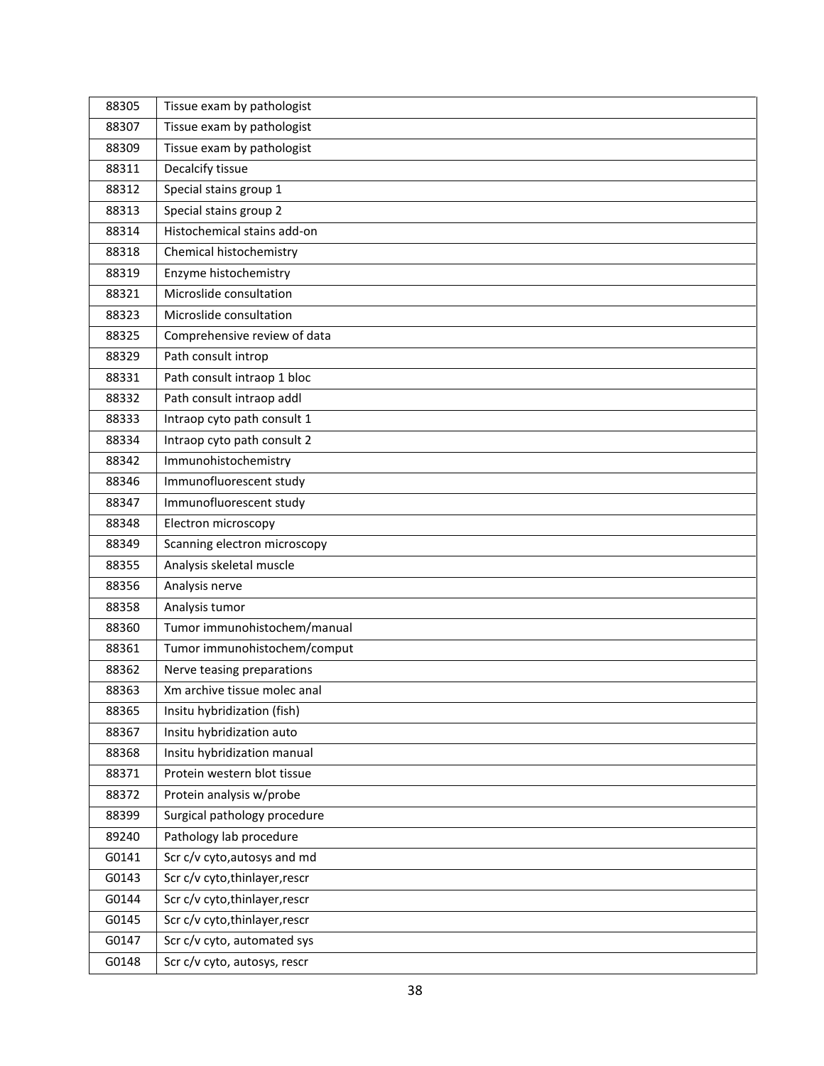| 88305 | Tissue exam by pathologist |
|---|---|
| 88307 | Tissue exam by pathologist |
| 88309 | Tissue exam by pathologist |
| 88311 | Decalcify tissue |
| 88312 | Special stains group 1 |
| 88313 | Special stains group 2 |
| 88314 | Histochemical stains add-on |
| 88318 | Chemical histochemistry |
| 88319 | Enzyme histochemistry |
| 88321 | Microslide consultation |
| 88323 | Microslide consultation |
| 88325 | Comprehensive review of data |
| 88329 | Path consult introp |
| 88331 | Path consult intraop 1 bloc |
| 88332 | Path consult intraop addl |
| 88333 | Intraop cyto path consult 1 |
| 88334 | Intraop cyto path consult 2 |
| 88342 | Immunohistochemistry |
| 88346 | Immunofluorescent study |
| 88347 | Immunofluorescent study |
| 88348 | Electron microscopy |
| 88349 | Scanning electron microscopy |
| 88355 | Analysis skeletal muscle |
| 88356 | Analysis nerve |
| 88358 | Analysis tumor |
| 88360 | Tumor immunohistochem/manual |
| 88361 | Tumor immunohistochem/comput |
| 88362 | Nerve teasing preparations |
| 88363 | Xm archive tissue molec anal |
| 88365 | Insitu hybridization (fish) |
| 88367 | Insitu hybridization auto |
| 88368 | Insitu hybridization manual |
| 88371 | Protein western blot tissue |
| 88372 | Protein analysis w/probe |
| 88399 | Surgical pathology procedure |
| 89240 | Pathology lab procedure |
| G0141 | Scr c/v cyto,autosys and md |
| G0143 | Scr c/v cyto,thinlayer,rescr |
| G0144 | Scr c/v cyto,thinlayer,rescr |
| G0145 | Scr c/v cyto,thinlayer,rescr |
| G0147 | Scr c/v cyto, automated sys |
| G0148 | Scr c/v cyto, autosys, rescr |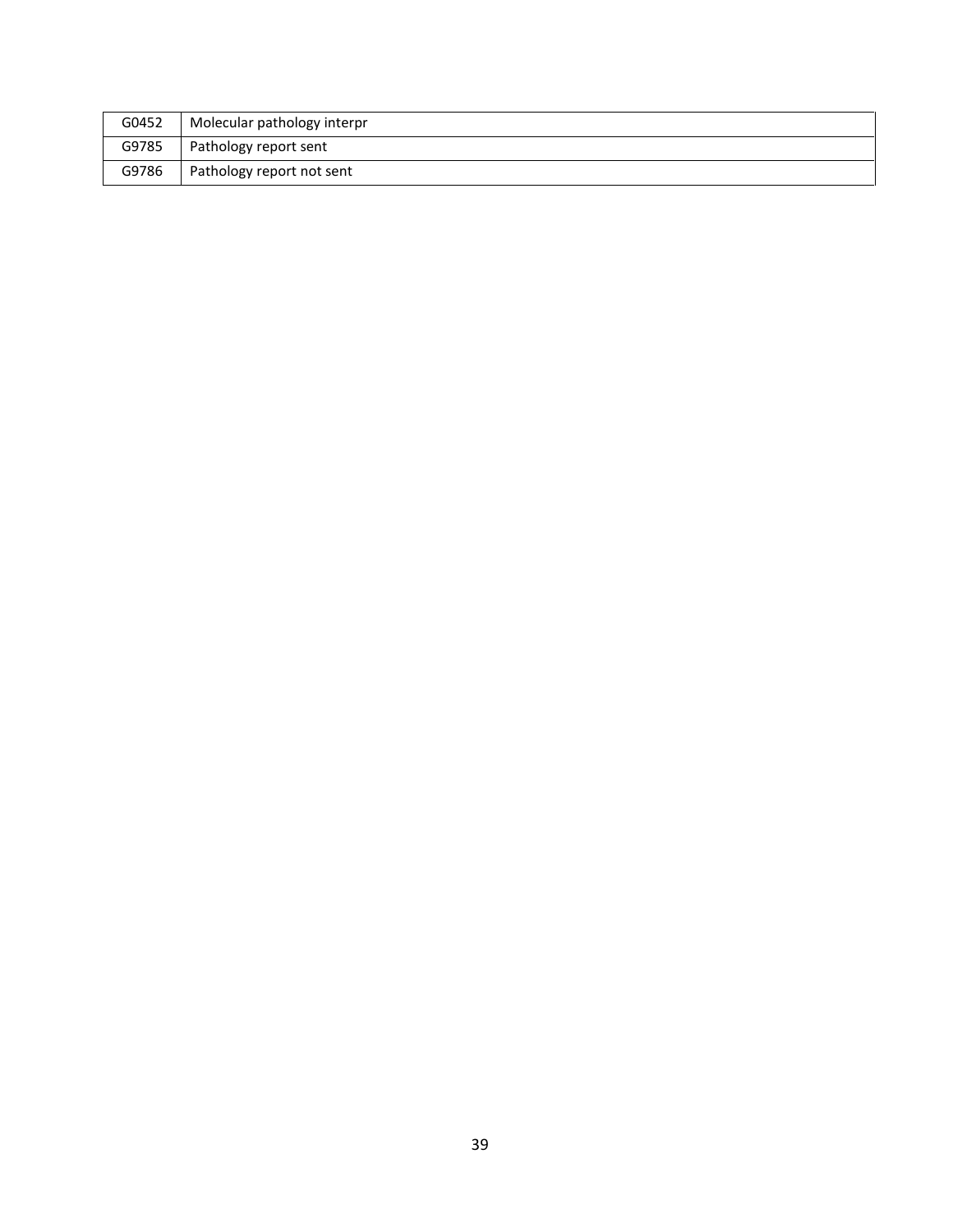| | |
|---|---|
| G0452 | Molecular pathology interpr |
| G9785 | Pathology report sent |
| G9786 | Pathology report not sent |